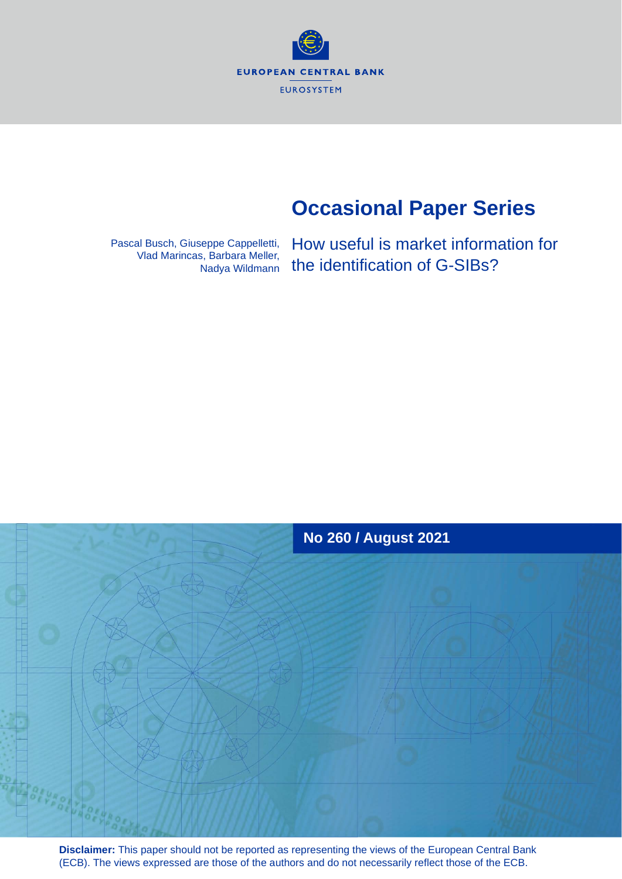EUROPEAN CENTRAL BANK

EUROSYSTEM

# Occasional Paper Series

Pascal Busch, Giuseppe Cappelletti, Vlad Marincas, Barbara Meller, Nadya Wildmann

## How useful is market information for the identification of G-SIBs?

**No 260 / August 2021**

**Disclaimer:** This paper should not be reported as representing the views of the European Central Bank (ECB). The views expressed are those of the authors and do not necessarily reflect those of the ECB.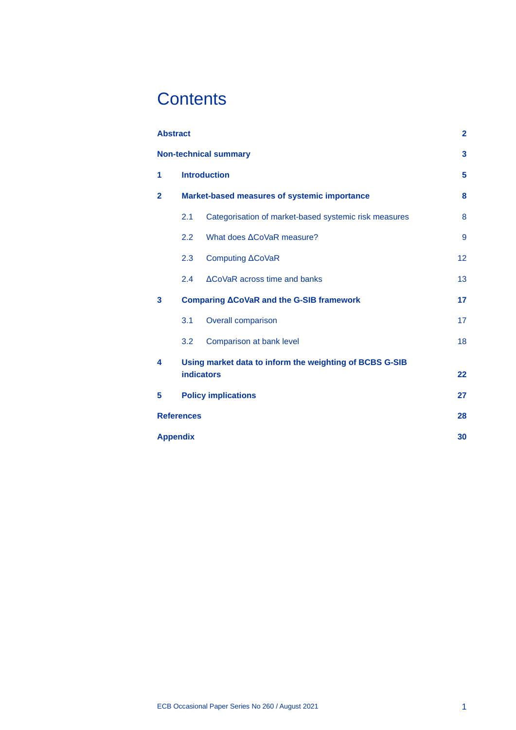# Contents

**Abstract** 2

**Non-technical summary** 3

**1 Introduction** 5

**2 Market-based measures of systemic importance** 8

- 2.1 Categorisation of market-based systemic risk measures 8
- 2.2 What does ΔCoVaR measure? 9
- 2.3 Computing ΔCoVaR 12
- 2.4 ΔCoVaR across time and banks 13

**3 Comparing ΔCoVaR and the G-SIB framework** 17

- 3.1 Overall comparison 17
- 3.2 Comparison at bank level 18

**4 Using market data to inform the weighting of BCBS G-SIB indicators** 22

**5 Policy implications** 27

**References** 28

**Appendix** 30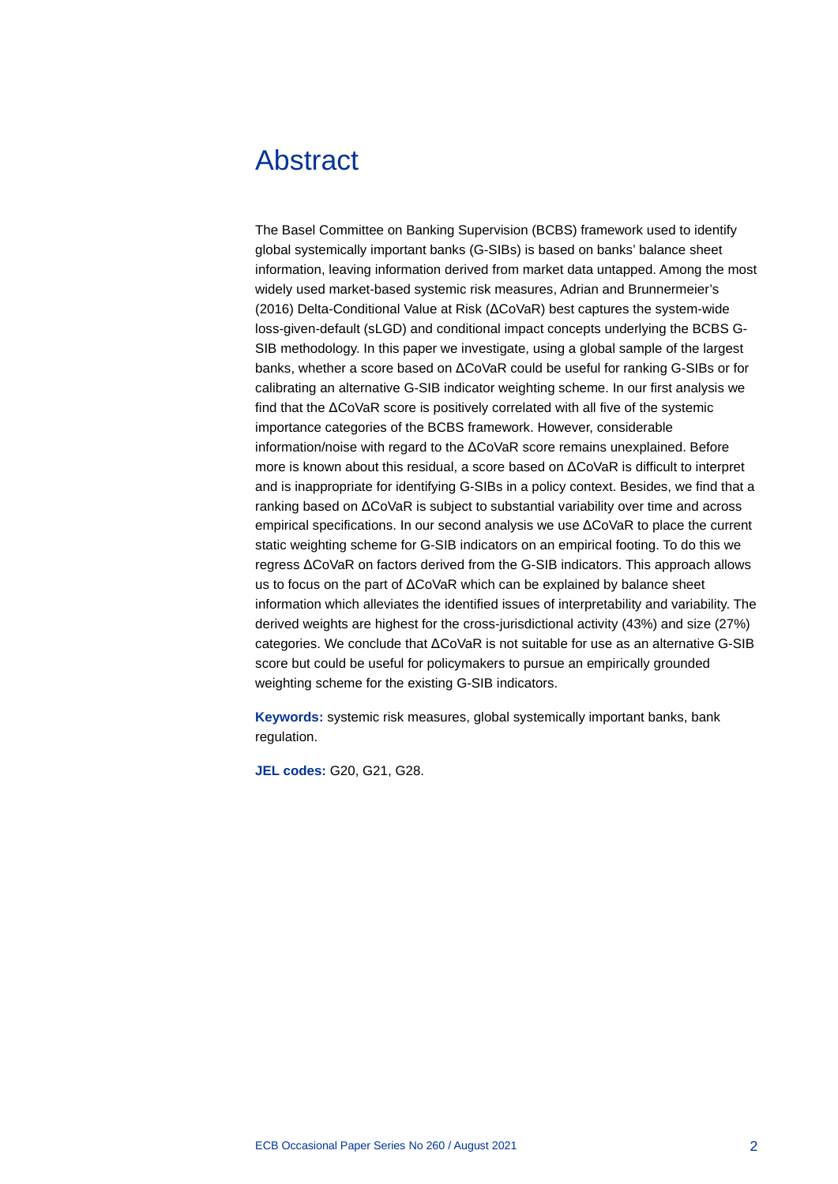# Abstract

The Basel Committee on Banking Supervision (BCBS) framework used to identify global systemically important banks (G-SIBs) is based on banks' balance sheet information, leaving information derived from market data untapped. Among the most widely used market-based systemic risk measures, Adrian and Brunnermeier's (2016) Delta-Conditional Value at Risk (ΔCoVaR) best captures the system-wide loss-given-default (sLGD) and conditional impact concepts underlying the BCBS G-SIB methodology. In this paper we investigate, using a global sample of the largest banks, whether a score based on ΔCoVaR could be useful for ranking G-SIBs or for calibrating an alternative G-SIB indicator weighting scheme. In our first analysis we find that the ΔCoVaR score is positively correlated with all five of the systemic importance categories of the BCBS framework. However, considerable information/noise with regard to the ΔCoVaR score remains unexplained. Before more is known about this residual, a score based on ΔCoVaR is difficult to interpret and is inappropriate for identifying G-SIBs in a policy context. Besides, we find that a ranking based on ΔCoVaR is subject to substantial variability over time and across empirical specifications. In our second analysis we use ΔCoVaR to place the current static weighting scheme for G-SIB indicators on an empirical footing. To do this we regress ΔCoVaR on factors derived from the G-SIB indicators. This approach allows us to focus on the part of ΔCoVaR which can be explained by balance sheet information which alleviates the identified issues of interpretability and variability. The derived weights are highest for the cross-jurisdictional activity (43%) and size (27%) categories. We conclude that ΔCoVaR is not suitable for use as an alternative G-SIB score but could be useful for policymakers to pursue an empirically grounded weighting scheme for the existing G-SIB indicators.

**Keywords:** systemic risk measures, global systemically important banks, bank regulation.

**JEL codes:** G20, G21, G28.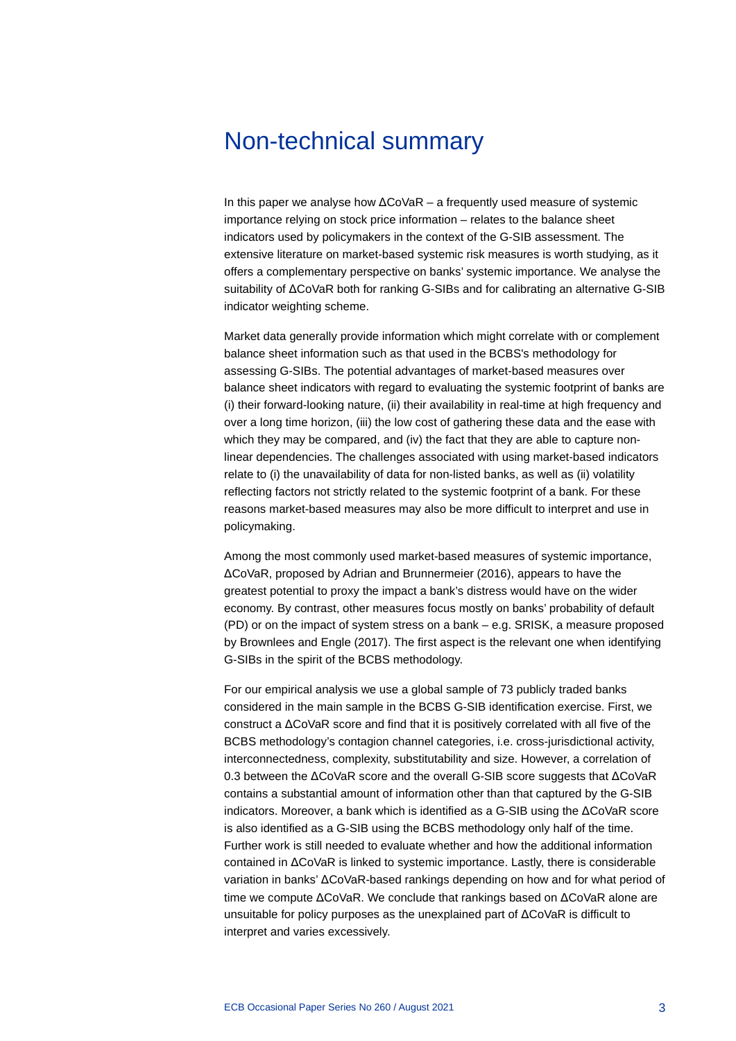# Non-technical summary

In this paper we analyse how ΔCoVaR – a frequently used measure of systemic importance relying on stock price information – relates to the balance sheet indicators used by policymakers in the context of the G-SIB assessment. The extensive literature on market-based systemic risk measures is worth studying, as it offers a complementary perspective on banks' systemic importance. We analyse the suitability of ΔCoVaR both for ranking G-SIBs and for calibrating an alternative G-SIB indicator weighting scheme.

Market data generally provide information which might correlate with or complement balance sheet information such as that used in the BCBS's methodology for assessing G-SIBs. The potential advantages of market-based measures over balance sheet indicators with regard to evaluating the systemic footprint of banks are (i) their forward-looking nature, (ii) their availability in real-time at high frequency and over a long time horizon, (iii) the low cost of gathering these data and the ease with which they may be compared, and (iv) the fact that they are able to capture non-linear dependencies. The challenges associated with using market-based indicators relate to (i) the unavailability of data for non-listed banks, as well as (ii) volatility reflecting factors not strictly related to the systemic footprint of a bank. For these reasons market-based measures may also be more difficult to interpret and use in policymaking.

Among the most commonly used market-based measures of systemic importance, ΔCoVaR, proposed by Adrian and Brunnermeier (2016), appears to have the greatest potential to proxy the impact a bank's distress would have on the wider economy. By contrast, other measures focus mostly on banks' probability of default (PD) or on the impact of system stress on a bank – e.g. SRISK, a measure proposed by Brownlees and Engle (2017). The first aspect is the relevant one when identifying G-SIBs in the spirit of the BCBS methodology.

For our empirical analysis we use a global sample of 73 publicly traded banks considered in the main sample in the BCBS G-SIB identification exercise. First, we construct a ΔCoVaR score and find that it is positively correlated with all five of the BCBS methodology's contagion channel categories, i.e. cross-jurisdictional activity, interconnectedness, complexity, substitutability and size. However, a correlation of 0.3 between the ΔCoVaR score and the overall G-SIB score suggests that ΔCoVaR contains a substantial amount of information other than that captured by the G-SIB indicators. Moreover, a bank which is identified as a G-SIB using the ΔCoVaR score is also identified as a G-SIB using the BCBS methodology only half of the time. Further work is still needed to evaluate whether and how the additional information contained in ΔCoVaR is linked to systemic importance. Lastly, there is considerable variation in banks' ΔCoVaR-based rankings depending on how and for what period of time we compute ΔCoVaR. We conclude that rankings based on ΔCoVaR alone are unsuitable for policy purposes as the unexplained part of ΔCoVaR is difficult to interpret and varies excessively.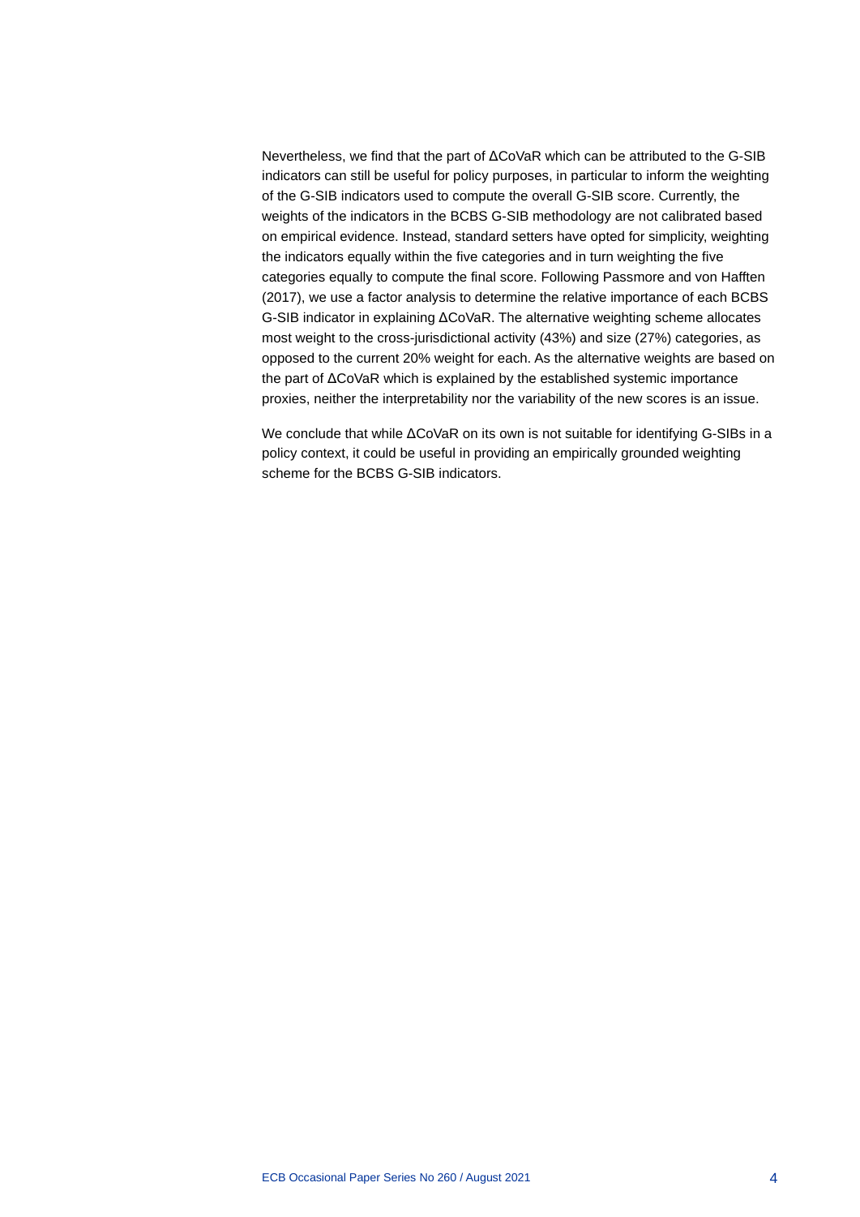Nevertheless, we find that the part of ΔCoVaR which can be attributed to the G-SIB indicators can still be useful for policy purposes, in particular to inform the weighting of the G-SIB indicators used to compute the overall G-SIB score. Currently, the weights of the indicators in the BCBS G-SIB methodology are not calibrated based on empirical evidence. Instead, standard setters have opted for simplicity, weighting the indicators equally within the five categories and in turn weighting the five categories equally to compute the final score. Following Passmore and von Hafften (2017), we use a factor analysis to determine the relative importance of each BCBS G-SIB indicator in explaining ΔCoVaR. The alternative weighting scheme allocates most weight to the cross-jurisdictional activity (43%) and size (27%) categories, as opposed to the current 20% weight for each. As the alternative weights are based on the part of ΔCoVaR which is explained by the established systemic importance proxies, neither the interpretability nor the variability of the new scores is an issue.

We conclude that while ΔCoVaR on its own is not suitable for identifying G-SIBs in a policy context, it could be useful in providing an empirically grounded weighting scheme for the BCBS G-SIB indicators.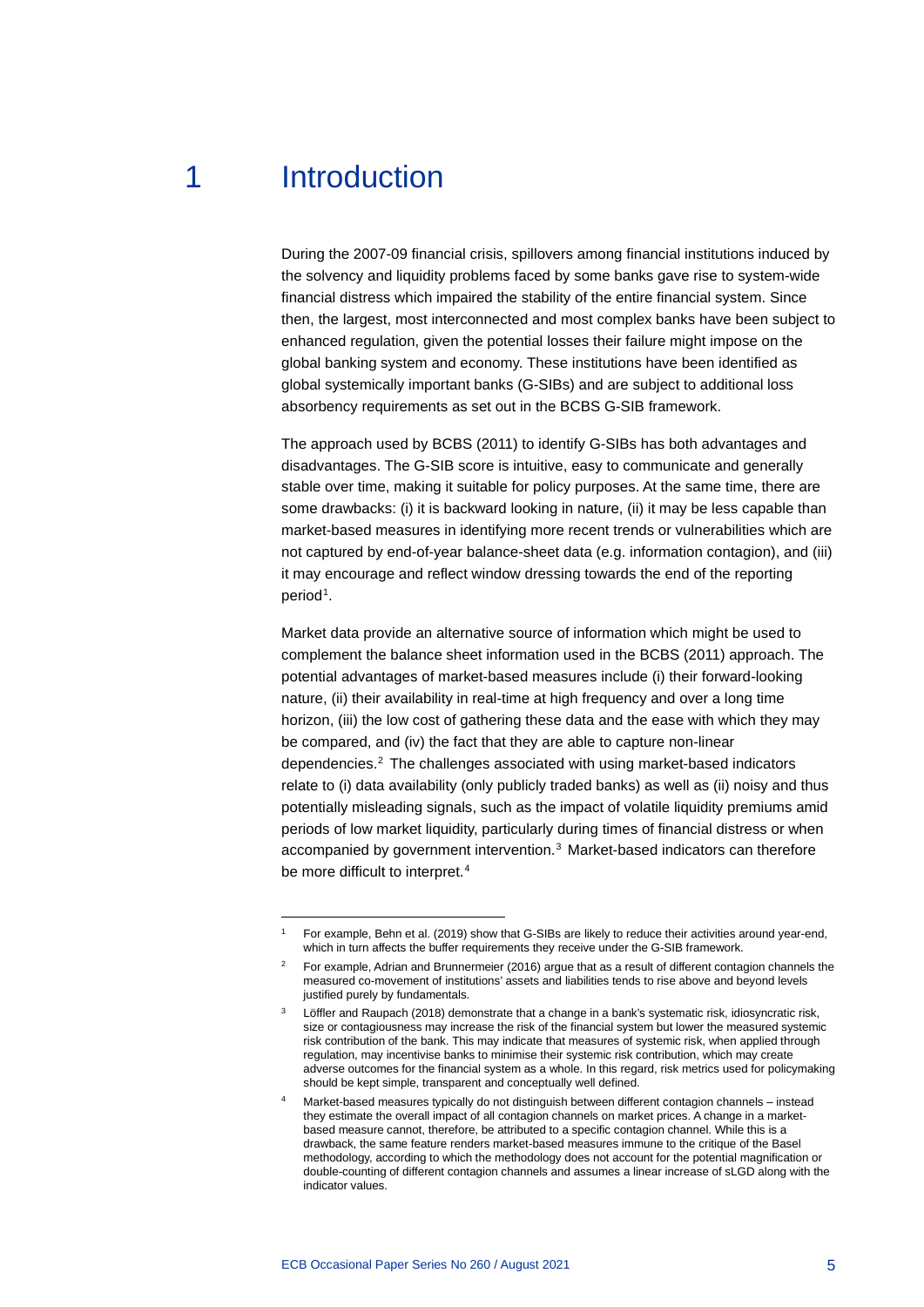# 1 Introduction

During the 2007-09 financial crisis, spillovers among financial institutions induced by the solvency and liquidity problems faced by some banks gave rise to system-wide financial distress which impaired the stability of the entire financial system. Since then, the largest, most interconnected and most complex banks have been subject to enhanced regulation, given the potential losses their failure might impose on the global banking system and economy. These institutions have been identified as global systemically important banks (G-SIBs) and are subject to additional loss absorbency requirements as set out in the BCBS G-SIB framework.

The approach used by BCBS (2011) to identify G-SIBs has both advantages and disadvantages. The G-SIB score is intuitive, easy to communicate and generally stable over time, making it suitable for policy purposes. At the same time, there are some drawbacks: (i) it is backward looking in nature, (ii) it may be less capable than market-based measures in identifying more recent trends or vulnerabilities which are not captured by end-of-year balance-sheet data (e.g. information contagion), and (iii) it may encourage and reflect window dressing towards the end of the reporting period[1].

Market data provide an alternative source of information which might be used to complement the balance sheet information used in the BCBS (2011) approach. The potential advantages of market-based measures include (i) their forward-looking nature, (ii) their availability in real-time at high frequency and over a long time horizon, (iii) the low cost of gathering these data and the ease with which they may be compared, and (iv) the fact that they are able to capture non-linear dependencies.[2] The challenges associated with using market-based indicators relate to (i) data availability (only publicly traded banks) as well as (ii) noisy and thus potentially misleading signals, such as the impact of volatile liquidity premiums amid periods of low market liquidity, particularly during times of financial distress or when accompanied by government intervention.[3] Market-based indicators can therefore be more difficult to interpret.[4]

---

[1] For example, Behn et al. (2019) show that G-SIBs are likely to reduce their activities around year-end, which in turn affects the buffer requirements they receive under the G-SIB framework.

[2] For example, Adrian and Brunnermeier (2016) argue that as a result of different contagion channels the measured co-movement of institutions' assets and liabilities tends to rise above and beyond levels justified purely by fundamentals.

[3] Löffler and Raupach (2018) demonstrate that a change in a bank's systematic risk, idiosyncratic risk, size or contagiousness may increase the risk of the financial system but lower the measured systemic risk contribution of the bank. This may indicate that measures of systemic risk, when applied through regulation, may incentivise banks to minimise their systemic risk contribution, which may create adverse outcomes for the financial system as a whole. In this regard, risk metrics used for policymaking should be kept simple, transparent and conceptually well defined.

[4] Market-based measures typically do not distinguish between different contagion channels – instead they estimate the overall impact of all contagion channels on market prices. A change in a market-based measure cannot, therefore, be attributed to a specific contagion channel. While this is a drawback, the same feature renders market-based measures immune to the critique of the Basel methodology, according to which the methodology does not account for the potential magnification or double-counting of different contagion channels and assumes a linear increase of sLGD along with the indicator values.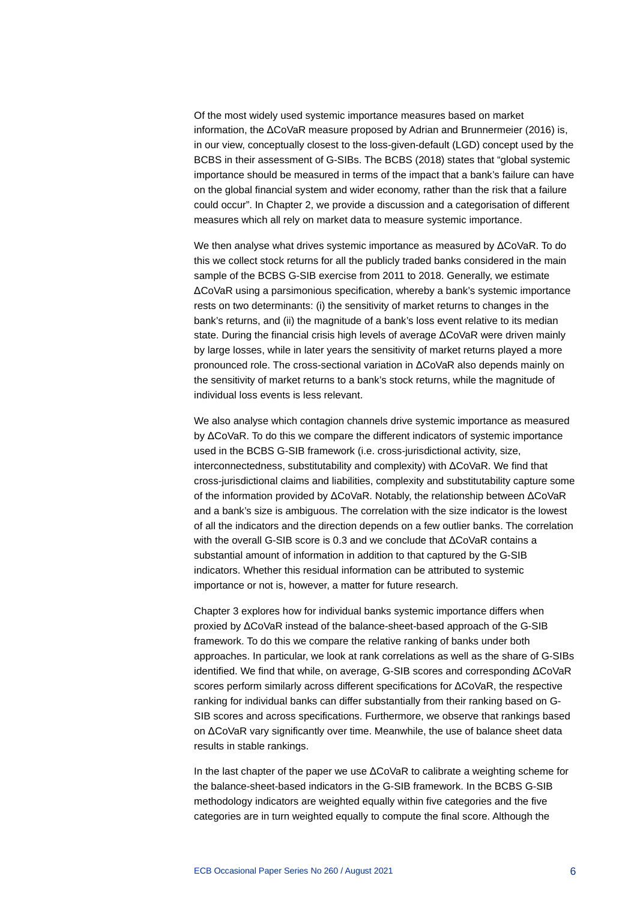Of the most widely used systemic importance measures based on market information, the ΔCoVaR measure proposed by Adrian and Brunnermeier (2016) is, in our view, conceptually closest to the loss-given-default (LGD) concept used by the BCBS in their assessment of G-SIBs. The BCBS (2018) states that "global systemic importance should be measured in terms of the impact that a bank's failure can have on the global financial system and wider economy, rather than the risk that a failure could occur". In Chapter 2, we provide a discussion and a categorisation of different measures which all rely on market data to measure systemic importance.

We then analyse what drives systemic importance as measured by ΔCoVaR. To do this we collect stock returns for all the publicly traded banks considered in the main sample of the BCBS G-SIB exercise from 2011 to 2018. Generally, we estimate ΔCoVaR using a parsimonious specification, whereby a bank's systemic importance rests on two determinants: (i) the sensitivity of market returns to changes in the bank's returns, and (ii) the magnitude of a bank's loss event relative to its median state. During the financial crisis high levels of average ΔCoVaR were driven mainly by large losses, while in later years the sensitivity of market returns played a more pronounced role. The cross-sectional variation in ΔCoVaR also depends mainly on the sensitivity of market returns to a bank's stock returns, while the magnitude of individual loss events is less relevant.

We also analyse which contagion channels drive systemic importance as measured by ΔCoVaR. To do this we compare the different indicators of systemic importance used in the BCBS G-SIB framework (i.e. cross-jurisdictional activity, size, interconnectedness, substitutability and complexity) with ΔCoVaR. We find that cross-jurisdictional claims and liabilities, complexity and substitutability capture some of the information provided by ΔCoVaR. Notably, the relationship between ΔCoVaR and a bank's size is ambiguous. The correlation with the size indicator is the lowest of all the indicators and the direction depends on a few outlier banks. The correlation with the overall G-SIB score is 0.3 and we conclude that ΔCoVaR contains a substantial amount of information in addition to that captured by the G-SIB indicators. Whether this residual information can be attributed to systemic importance or not is, however, a matter for future research.

Chapter 3 explores how for individual banks systemic importance differs when proxied by ΔCoVaR instead of the balance-sheet-based approach of the G-SIB framework. To do this we compare the relative ranking of banks under both approaches. In particular, we look at rank correlations as well as the share of G-SIBs identified. We find that while, on average, G-SIB scores and corresponding ΔCoVaR scores perform similarly across different specifications for ΔCoVaR, the respective ranking for individual banks can differ substantially from their ranking based on G-SIB scores and across specifications. Furthermore, we observe that rankings based on ΔCoVaR vary significantly over time. Meanwhile, the use of balance sheet data results in stable rankings.

In the last chapter of the paper we use ΔCoVaR to calibrate a weighting scheme for the balance-sheet-based indicators in the G-SIB framework. In the BCBS G-SIB methodology indicators are weighted equally within five categories and the five categories are in turn weighted equally to compute the final score. Although the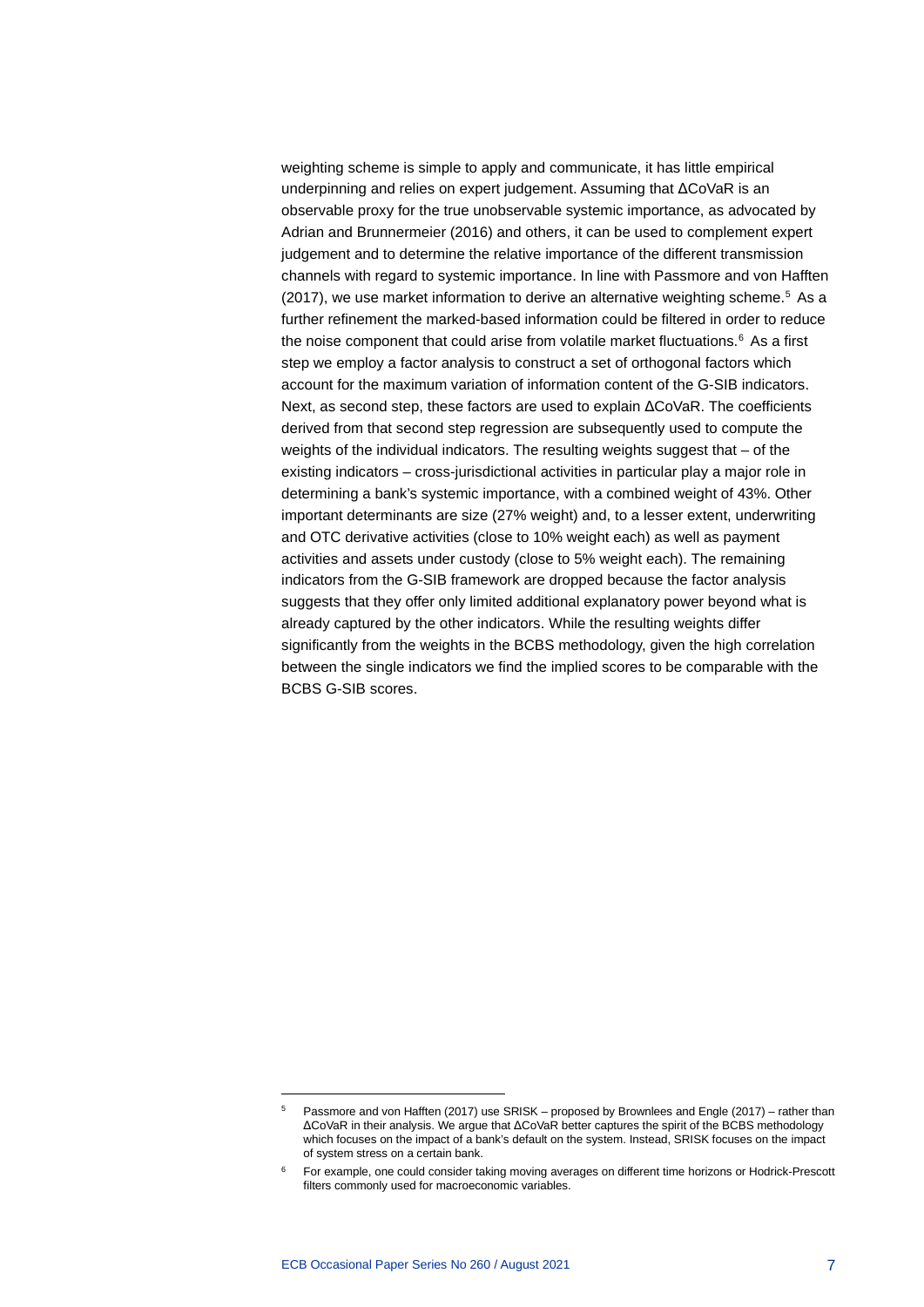weighting scheme is simple to apply and communicate, it has little empirical underpinning and relies on expert judgement. Assuming that ΔCoVaR is an observable proxy for the true unobservable systemic importance, as advocated by Adrian and Brunnermeier (2016) and others, it can be used to complement expert judgement and to determine the relative importance of the different transmission channels with regard to systemic importance. In line with Passmore and von Hafften (2017), we use market information to derive an alternative weighting scheme.[5] As a further refinement the marked-based information could be filtered in order to reduce the noise component that could arise from volatile market fluctuations.[6] As a first step we employ a factor analysis to construct a set of orthogonal factors which account for the maximum variation of information content of the G-SIB indicators. Next, as second step, these factors are used to explain ΔCoVaR. The coefficients derived from that second step regression are subsequently used to compute the weights of the individual indicators. The resulting weights suggest that – of the existing indicators – cross-jurisdictional activities in particular play a major role in determining a bank's systemic importance, with a combined weight of 43%. Other important determinants are size (27% weight) and, to a lesser extent, underwriting and OTC derivative activities (close to 10% weight each) as well as payment activities and assets under custody (close to 5% weight each). The remaining indicators from the G-SIB framework are dropped because the factor analysis suggests that they offer only limited additional explanatory power beyond what is already captured by the other indicators. While the resulting weights differ significantly from the weights in the BCBS methodology, given the high correlation between the single indicators we find the implied scores to be comparable with the BCBS G-SIB scores.

---

[5] Passmore and von Hafften (2017) use SRISK – proposed by Brownlees and Engle (2017) – rather than ΔCoVaR in their analysis. We argue that ΔCoVaR better captures the spirit of the BCBS methodology which focuses on the impact of a bank's default on the system. Instead, SRISK focuses on the impact of system stress on a certain bank.

[6] For example, one could consider taking moving averages on different time horizons or Hodrick-Prescott filters commonly used for macroeconomic variables.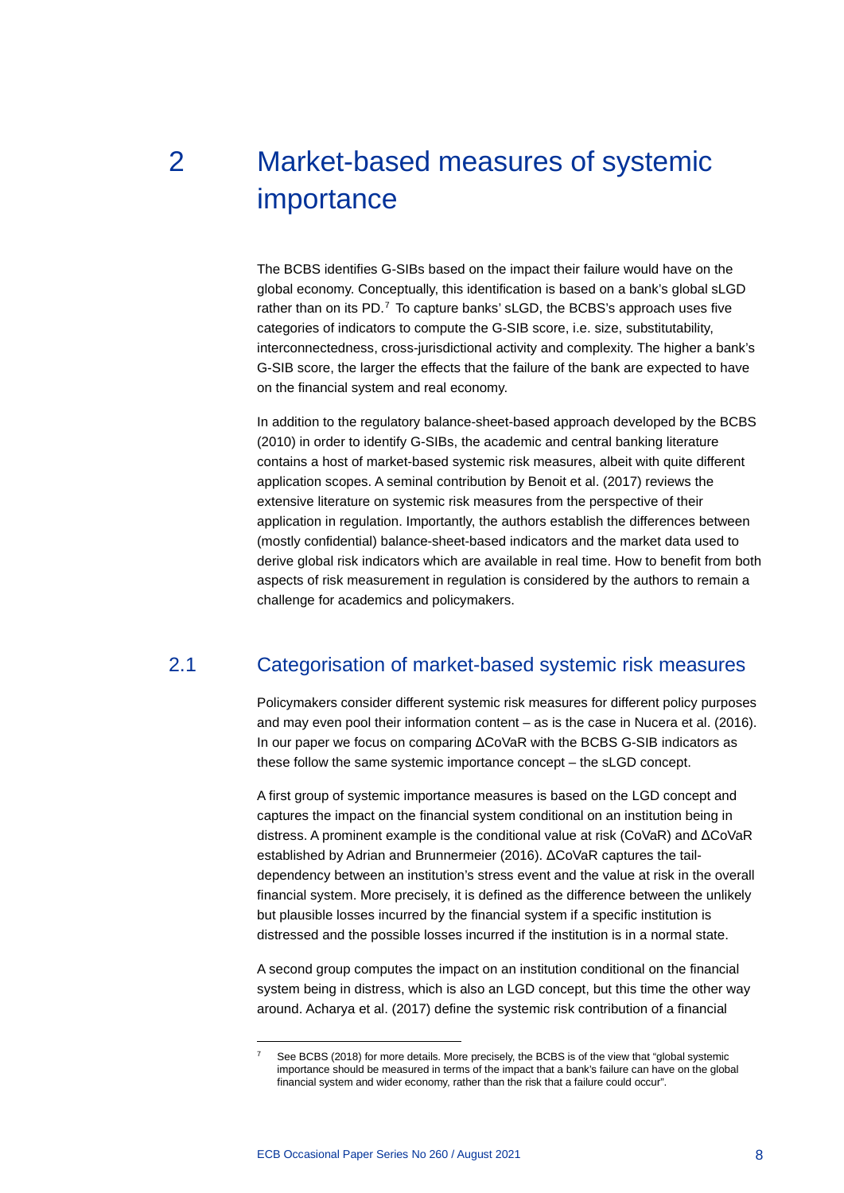# 2 Market-based measures of systemic importance

The BCBS identifies G-SIBs based on the impact their failure would have on the global economy. Conceptually, this identification is based on a bank's global sLGD rather than on its PD.[7] To capture banks' sLGD, the BCBS's approach uses five categories of indicators to compute the G-SIB score, i.e. size, substitutability, interconnectedness, cross-jurisdictional activity and complexity. The higher a bank's G-SIB score, the larger the effects that the failure of the bank are expected to have on the financial system and real economy.

In addition to the regulatory balance-sheet-based approach developed by the BCBS (2010) in order to identify G-SIBs, the academic and central banking literature contains a host of market-based systemic risk measures, albeit with quite different application scopes. A seminal contribution by Benoit et al. (2017) reviews the extensive literature on systemic risk measures from the perspective of their application in regulation. Importantly, the authors establish the differences between (mostly confidential) balance-sheet-based indicators and the market data used to derive global risk indicators which are available in real time. How to benefit from both aspects of risk measurement in regulation is considered by the authors to remain a challenge for academics and policymakers.

## 2.1 Categorisation of market-based systemic risk measures

Policymakers consider different systemic risk measures for different policy purposes and may even pool their information content – as is the case in Nucera et al. (2016). In our paper we focus on comparing ΔCoVaR with the BCBS G-SIB indicators as these follow the same systemic importance concept – the sLGD concept.

A first group of systemic importance measures is based on the LGD concept and captures the impact on the financial system conditional on an institution being in distress. A prominent example is the conditional value at risk (CoVaR) and ΔCoVaR established by Adrian and Brunnermeier (2016). ΔCoVaR captures the tail-dependency between an institution's stress event and the value at risk in the overall financial system. More precisely, it is defined as the difference between the unlikely but plausible losses incurred by the financial system if a specific institution is distressed and the possible losses incurred if the institution is in a normal state.

A second group computes the impact on an institution conditional on the financial system being in distress, which is also an LGD concept, but this time the other way around. Acharya et al. (2017) define the systemic risk contribution of a financial

[7] See BCBS (2018) for more details. More precisely, the BCBS is of the view that "global systemic importance should be measured in terms of the impact that a bank's failure can have on the global financial system and wider economy, rather than the risk that a failure could occur".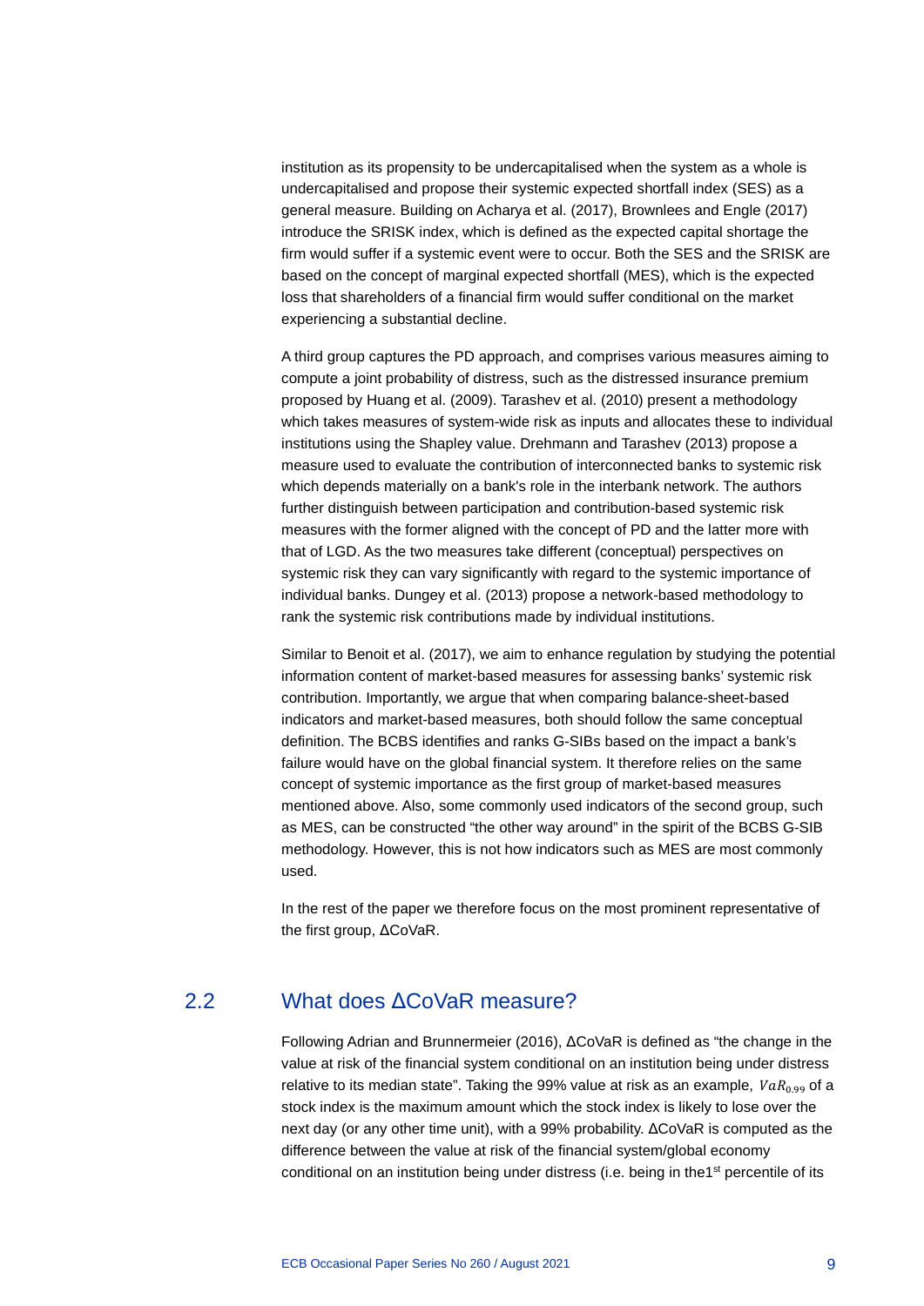institution as its propensity to be undercapitalised when the system as a whole is undercapitalised and propose their systemic expected shortfall index (SES) as a general measure. Building on Acharya et al. (2017), Brownlees and Engle (2017) introduce the SRISK index, which is defined as the expected capital shortage the firm would suffer if a systemic event were to occur. Both the SES and the SRISK are based on the concept of marginal expected shortfall (MES), which is the expected loss that shareholders of a financial firm would suffer conditional on the market experiencing a substantial decline.

A third group captures the PD approach, and comprises various measures aiming to compute a joint probability of distress, such as the distressed insurance premium proposed by Huang et al. (2009). Tarashev et al. (2010) present a methodology which takes measures of system-wide risk as inputs and allocates these to individual institutions using the Shapley value. Drehmann and Tarashev (2013) propose a measure used to evaluate the contribution of interconnected banks to systemic risk which depends materially on a bank's role in the interbank network. The authors further distinguish between participation and contribution-based systemic risk measures with the former aligned with the concept of PD and the latter more with that of LGD. As the two measures take different (conceptual) perspectives on systemic risk they can vary significantly with regard to the systemic importance of individual banks. Dungey et al. (2013) propose a network-based methodology to rank the systemic risk contributions made by individual institutions.

Similar to Benoit et al. (2017), we aim to enhance regulation by studying the potential information content of market-based measures for assessing banks' systemic risk contribution. Importantly, we argue that when comparing balance-sheet-based indicators and market-based measures, both should follow the same conceptual definition. The BCBS identifies and ranks G-SIBs based on the impact a bank's failure would have on the global financial system. It therefore relies on the same concept of systemic importance as the first group of market-based measures mentioned above. Also, some commonly used indicators of the second group, such as MES, can be constructed "the other way around" in the spirit of the BCBS G-SIB methodology. However, this is not how indicators such as MES are most commonly used.

In the rest of the paper we therefore focus on the most prominent representative of the first group, ΔCoVaR.

## 2.2 What does ΔCoVaR measure?

Following Adrian and Brunnermeier (2016), ΔCoVaR is defined as "the change in the value at risk of the financial system conditional on an institution being under distress relative to its median state". Taking the 99% value at risk as an example, $VaR_{0.99}$ of a stock index is the maximum amount which the stock index is likely to lose over the next day (or any other time unit), with a 99% probability. ΔCoVaR is computed as the difference between the value at risk of the financial system/global economy conditional on an institution being under distress (i.e. being in the 1st percentile of its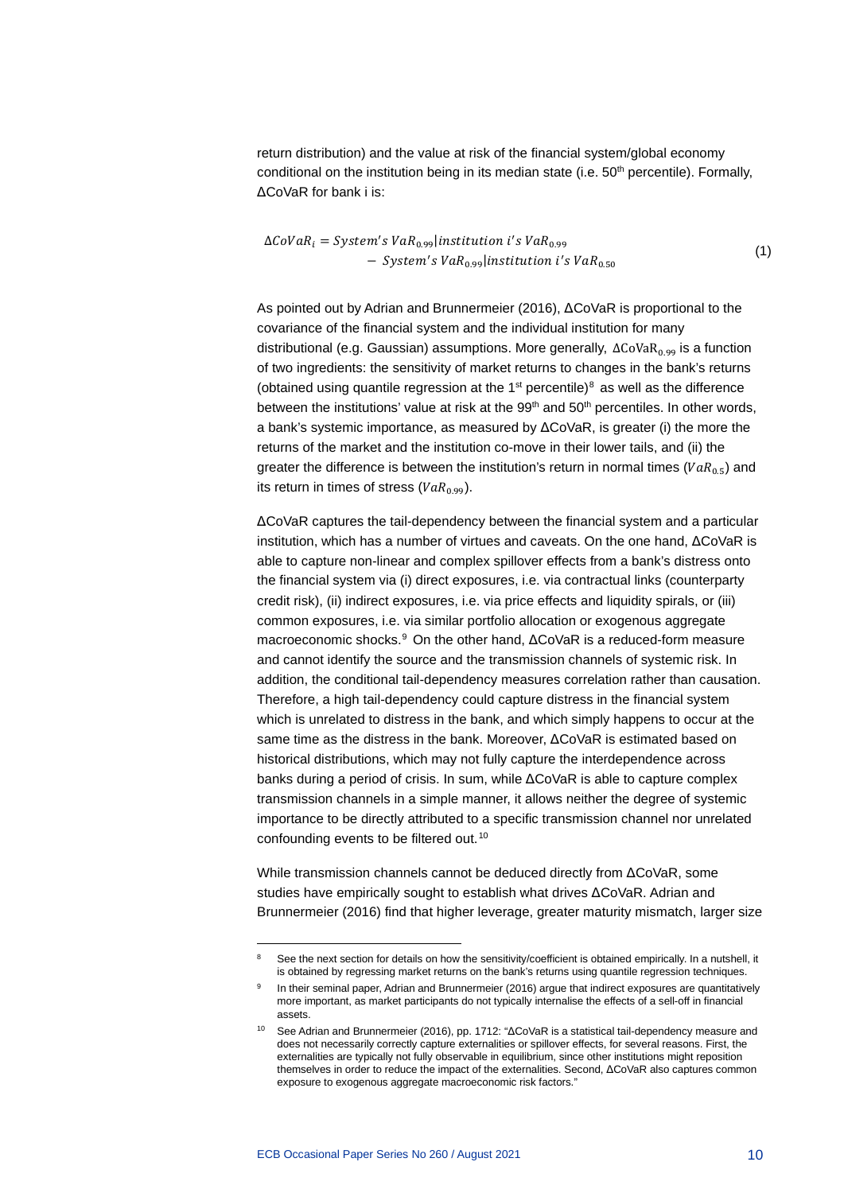return distribution) and the value at risk of the financial system/global economy conditional on the institution being in its median state (i.e. 50th percentile). Formally, ΔCoVaR for bank i is:

$$\Delta CoVaR_i = System's\ VaR_{0.99} | institution\ i's\ VaR_{0.99} - System's\ VaR_{0.99} | institution\ i's\ VaR_{0.50} \tag{1}$$

As pointed out by Adrian and Brunnermeier (2016), ΔCoVaR is proportional to the covariance of the financial system and the individual institution for many distributional (e.g. Gaussian) assumptions. More generally, $\Delta \text{CoVaR}_{0.99}$ is a function of two ingredients: the sensitivity of market returns to changes in the bank's returns (obtained using quantile regression at the 1st percentile)[8] as well as the difference between the institutions' value at risk at the 99th and 50th percentiles. In other words, a bank's systemic importance, as measured by ΔCoVaR, is greater (i) the more the returns of the market and the institution co-move in their lower tails, and (ii) the greater the difference is between the institution's return in normal times ($VaR_{0.5}$) and its return in times of stress ($VaR_{0.99}$).

ΔCoVaR captures the tail-dependency between the financial system and a particular institution, which has a number of virtues and caveats. On the one hand, ΔCoVaR is able to capture non-linear and complex spillover effects from a bank's distress onto the financial system via (i) direct exposures, i.e. via contractual links (counterparty credit risk), (ii) indirect exposures, i.e. via price effects and liquidity spirals, or (iii) common exposures, i.e. via similar portfolio allocation or exogenous aggregate macroeconomic shocks.[9] On the other hand, ΔCoVaR is a reduced-form measure and cannot identify the source and the transmission channels of systemic risk. In addition, the conditional tail-dependency measures correlation rather than causation. Therefore, a high tail-dependency could capture distress in the financial system which is unrelated to distress in the bank, and which simply happens to occur at the same time as the distress in the bank. Moreover, ΔCoVaR is estimated based on historical distributions, which may not fully capture the interdependence across banks during a period of crisis. In sum, while ΔCoVaR is able to capture complex transmission channels in a simple manner, it allows neither the degree of systemic importance to be directly attributed to a specific transmission channel nor unrelated confounding events to be filtered out.[10]

While transmission channels cannot be deduced directly from ΔCoVaR, some studies have empirically sought to establish what drives ΔCoVaR. Adrian and Brunnermeier (2016) find that higher leverage, greater maturity mismatch, larger size

---

[8] See the next section for details on how the sensitivity/coefficient is obtained empirically. In a nutshell, it is obtained by regressing market returns on the bank's returns using quantile regression techniques.

[9] In their seminal paper, Adrian and Brunnermeier (2016) argue that indirect exposures are quantitatively more important, as market participants do not typically internalise the effects of a sell-off in financial assets.

[10] See Adrian and Brunnermeier (2016), pp. 1712: "ΔCoVaR is a statistical tail-dependency measure and does not necessarily correctly capture externalities or spillover effects, for several reasons. First, the externalities are typically not fully observable in equilibrium, since other institutions might reposition themselves in order to reduce the impact of the externalities. Second, ΔCoVaR also captures common exposure to exogenous aggregate macroeconomic risk factors."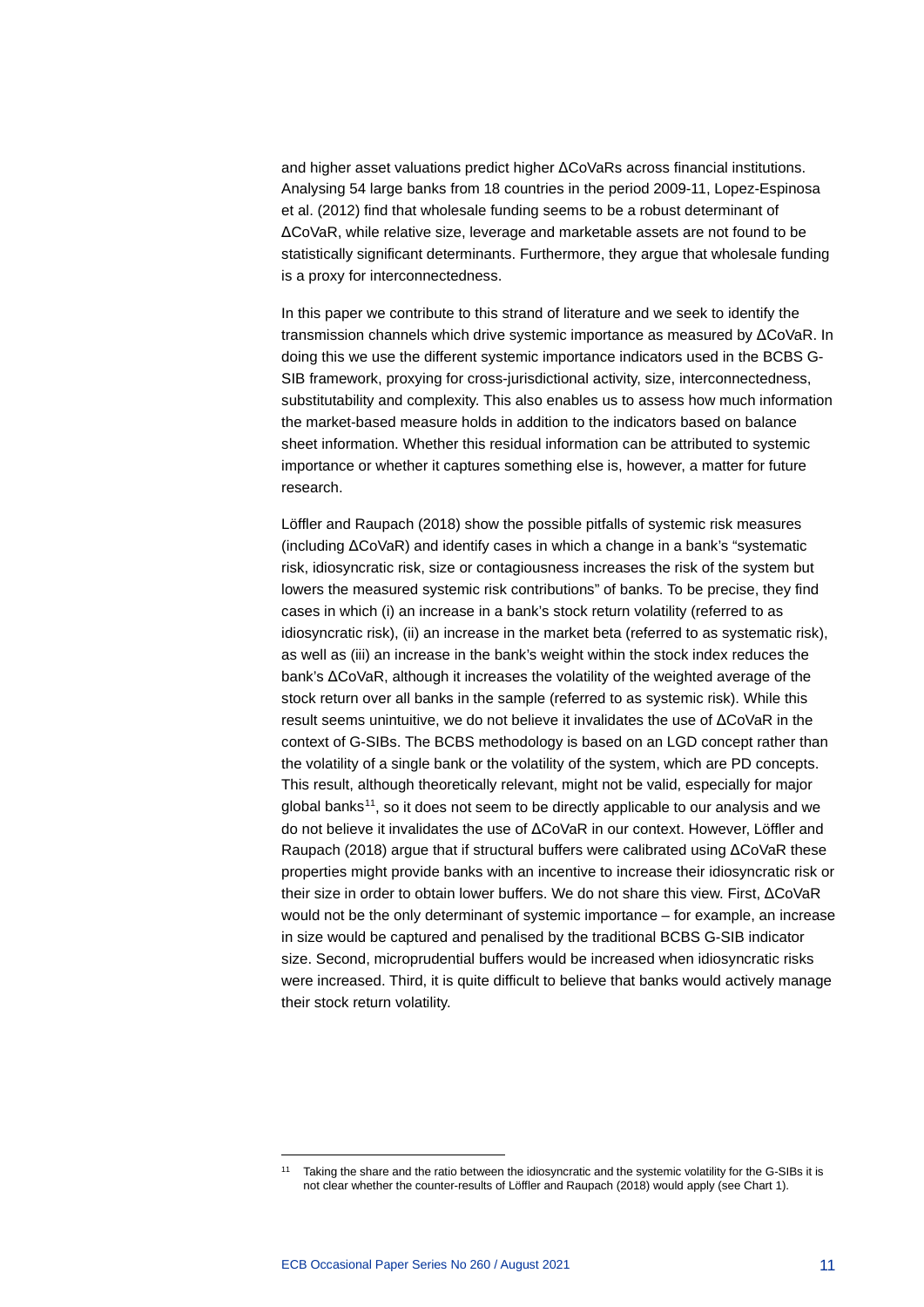and higher asset valuations predict higher ΔCoVaRs across financial institutions. Analysing 54 large banks from 18 countries in the period 2009-11, Lopez-Espinosa et al. (2012) find that wholesale funding seems to be a robust determinant of ΔCoVaR, while relative size, leverage and marketable assets are not found to be statistically significant determinants. Furthermore, they argue that wholesale funding is a proxy for interconnectedness.

In this paper we contribute to this strand of literature and we seek to identify the transmission channels which drive systemic importance as measured by ΔCoVaR. In doing this we use the different systemic importance indicators used in the BCBS G-SIB framework, proxying for cross-jurisdictional activity, size, interconnectedness, substitutability and complexity. This also enables us to assess how much information the market-based measure holds in addition to the indicators based on balance sheet information. Whether this residual information can be attributed to systemic importance or whether it captures something else is, however, a matter for future research.

Löffler and Raupach (2018) show the possible pitfalls of systemic risk measures (including ΔCoVaR) and identify cases in which a change in a bank's "systematic risk, idiosyncratic risk, size or contagiousness increases the risk of the system but lowers the measured systemic risk contributions" of banks. To be precise, they find cases in which (i) an increase in a bank's stock return volatility (referred to as idiosyncratic risk), (ii) an increase in the market beta (referred to as systematic risk), as well as (iii) an increase in the bank's weight within the stock index reduces the bank's ΔCoVaR, although it increases the volatility of the weighted average of the stock return over all banks in the sample (referred to as systemic risk). While this result seems unintuitive, we do not believe it invalidates the use of ΔCoVaR in the context of G-SIBs. The BCBS methodology is based on an LGD concept rather than the volatility of a single bank or the volatility of the system, which are PD concepts. This result, although theoretically relevant, might not be valid, especially for major global banks[11], so it does not seem to be directly applicable to our analysis and we do not believe it invalidates the use of ΔCoVaR in our context. However, Löffler and Raupach (2018) argue that if structural buffers were calibrated using ΔCoVaR these properties might provide banks with an incentive to increase their idiosyncratic risk or their size in order to obtain lower buffers. We do not share this view. First, ΔCoVaR would not be the only determinant of systemic importance – for example, an increase in size would be captured and penalised by the traditional BCBS G-SIB indicator size. Second, microprudential buffers would be increased when idiosyncratic risks were increased. Third, it is quite difficult to believe that banks would actively manage their stock return volatility.

[11] Taking the share and the ratio between the idiosyncratic and the systemic volatility for the G-SIBs it is not clear whether the counter-results of Löffler and Raupach (2018) would apply (see Chart 1).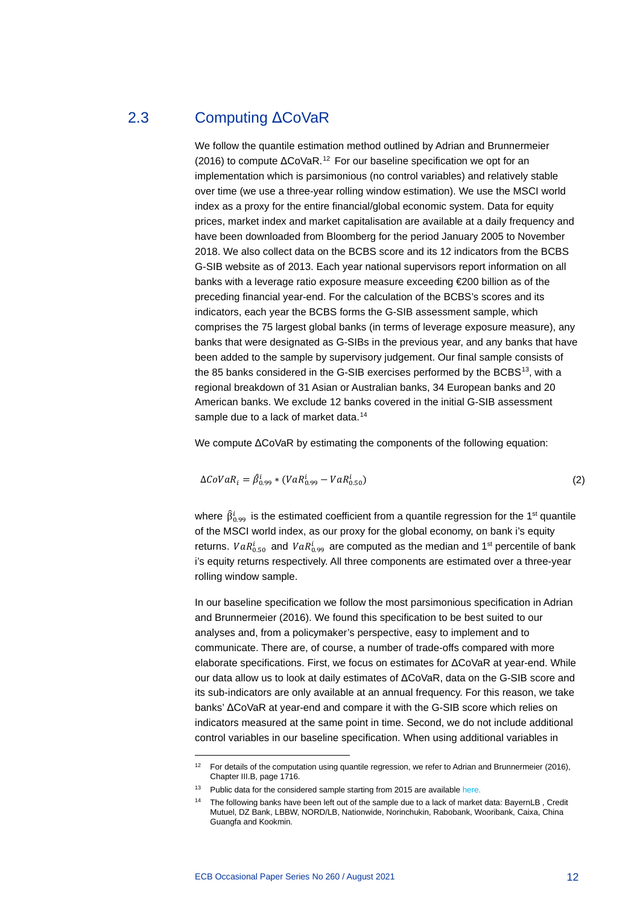## 2.3 Computing ΔCoVaR

We follow the quantile estimation method outlined by Adrian and Brunnermeier (2016) to compute ΔCoVaR.[12] For our baseline specification we opt for an implementation which is parsimonious (no control variables) and relatively stable over time (we use a three-year rolling window estimation). We use the MSCI world index as a proxy for the entire financial/global economic system. Data for equity prices, market index and market capitalisation are available at a daily frequency and have been downloaded from Bloomberg for the period January 2005 to November 2018. We also collect data on the BCBS score and its 12 indicators from the BCBS G-SIB website as of 2013. Each year national supervisors report information on all banks with a leverage ratio exposure measure exceeding €200 billion as of the preceding financial year-end. For the calculation of the BCBS's scores and its indicators, each year the BCBS forms the G-SIB assessment sample, which comprises the 75 largest global banks (in terms of leverage exposure measure), any banks that were designated as G-SIBs in the previous year, and any banks that have been added to the sample by supervisory judgement. Our final sample consists of the 85 banks considered in the G-SIB exercises performed by the BCBS[13], with a regional breakdown of 31 Asian or Australian banks, 34 European banks and 20 American banks. We exclude 12 banks covered in the initial G-SIB assessment sample due to a lack of market data.[14]

We compute ΔCoVaR by estimating the components of the following equation:

$$\Delta CoVaR_i = \hat{\beta}^i_{0.99} * (VaR^i_{0.99} - VaR^i_{0.50}) \tag{2}$$

where $\hat{\beta}^i_{0.99}$ is the estimated coefficient from a quantile regression for the 1st quantile of the MSCI world index, as our proxy for the global economy, on bank i's equity returns. $VaR^i_{0.50}$ and $VaR^i_{0.99}$ are computed as the median and 1st percentile of bank i's equity returns respectively. All three components are estimated over a three-year rolling window sample.

In our baseline specification we follow the most parsimonious specification in Adrian and Brunnermeier (2016). We found this specification to be best suited to our analyses and, from a policymaker's perspective, easy to implement and to communicate. There are, of course, a number of trade-offs compared with more elaborate specifications. First, we focus on estimates for ΔCoVaR at year-end. While our data allow us to look at daily estimates of ΔCoVaR, data on the G-SIB score and its sub-indicators are only available at an annual frequency. For this reason, we take banks' ΔCoVaR at year-end and compare it with the G-SIB score which relies on indicators measured at the same point in time. Second, we do not include additional control variables in our baseline specification. When using additional variables in

---

[12] For details of the computation using quantile regression, we refer to Adrian and Brunnermeier (2016), Chapter III.B, page 1716.

[13] Public data for the considered sample starting from 2015 are available here.

[14] The following banks have been left out of the sample due to a lack of market data: BayernLB , Credit Mutuel, DZ Bank, LBBW, NORD/LB, Nationwide, Norinchukin, Rabobank, Wooribank, Caixa, China Guangfa and Kookmin.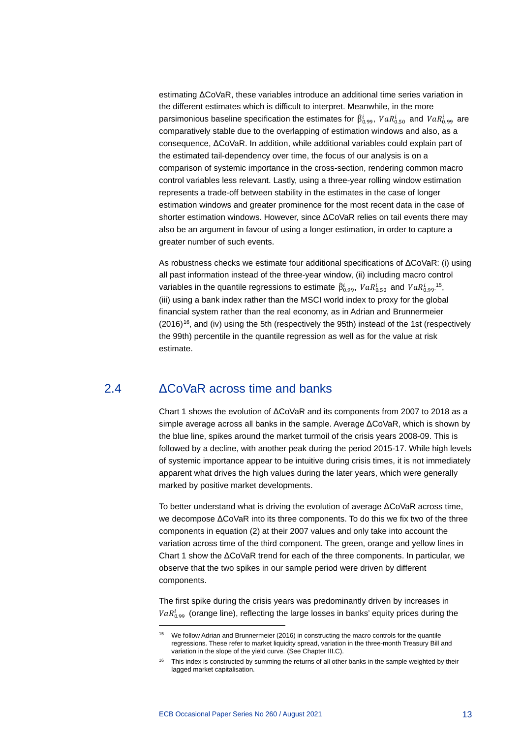estimating ΔCoVaR, these variables introduce an additional time series variation in the different estimates which is difficult to interpret. Meanwhile, in the more parsimonious baseline specification the estimates for $\hat{\beta}^i_{0.99}$, $VaR^i_{0.50}$ and $VaR^i_{0.99}$ are comparatively stable due to the overlapping of estimation windows and also, as a consequence, ΔCoVaR. In addition, while additional variables could explain part of the estimated tail-dependency over time, the focus of our analysis is on a comparison of systemic importance in the cross-section, rendering common macro control variables less relevant. Lastly, using a three-year rolling window estimation represents a trade-off between stability in the estimates in the case of longer estimation windows and greater prominence for the most recent data in the case of shorter estimation windows. However, since ΔCoVaR relies on tail events there may also be an argument in favour of using a longer estimation, in order to capture a greater number of such events.

As robustness checks we estimate four additional specifications of ΔCoVaR: (i) using all past information instead of the three-year window, (ii) including macro control variables in the quantile regressions to estimate $\hat{\beta}^i_{0.99}$, $VaR^i_{0.50}$ and $VaR^i_{0.99}$[15], (iii) using a bank index rather than the MSCI world index to proxy for the global financial system rather than the real economy, as in Adrian and Brunnermeier (2016)[16], and (iv) using the 5th (respectively the 95th) instead of the 1st (respectively the 99th) percentile in the quantile regression as well as for the value at risk estimate.

## 2.4 ΔCoVaR across time and banks

Chart 1 shows the evolution of ΔCoVaR and its components from 2007 to 2018 as a simple average across all banks in the sample. Average ΔCoVaR, which is shown by the blue line, spikes around the market turmoil of the crisis years 2008-09. This is followed by a decline, with another peak during the period 2015-17. While high levels of systemic importance appear to be intuitive during crisis times, it is not immediately apparent what drives the high values during the later years, which were generally marked by positive market developments.

To better understand what is driving the evolution of average ΔCoVaR across time, we decompose ΔCoVaR into its three components. To do this we fix two of the three components in equation (2) at their 2007 values and only take into account the variation across time of the third component. The green, orange and yellow lines in Chart 1 show the ΔCoVaR trend for each of the three components. In particular, we observe that the two spikes in our sample period were driven by different components.

The first spike during the crisis years was predominantly driven by increases in $VaR^i_{0.99}$ (orange line), reflecting the large losses in banks' equity prices during the

---

[15] We follow Adrian and Brunnermeier (2016) in constructing the macro controls for the quantile regressions. These refer to market liquidity spread, variation in the three-month Treasury Bill and variation in the slope of the yield curve. (See Chapter III.C).

[16] This index is constructed by summing the returns of all other banks in the sample weighted by their lagged market capitalisation.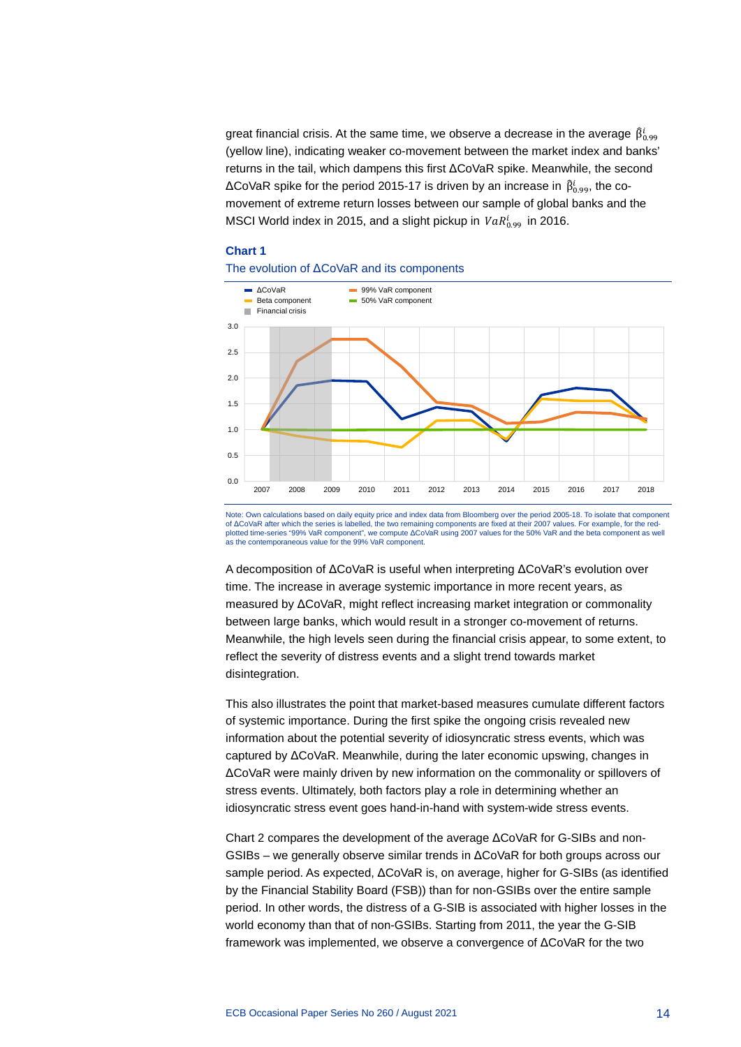great financial crisis. At the same time, we observe a decrease in the average $\hat{\beta}^{i}_{0.99}$ (yellow line), indicating weaker co-movement between the market index and banks' returns in the tail, which dampens this first ΔCoVaR spike. Meanwhile, the second ΔCoVaR spike for the period 2015-17 is driven by an increase in $\hat{\beta}^{i}_{0.99}$, the co-movement of extreme return losses between our sample of global banks and the MSCI World index in 2015, and a slight pickup in $VaR^{i}_{0.99}$ in 2016.

**Chart 1**

The evolution of ΔCoVaR and its components

Note: Own calculations based on daily equity price and index data from Bloomberg over the period 2005-18. To isolate that component of ΔCoVaR after which the series is labelled, the two remaining components are fixed at their 2007 values. For example, for the red-plotted time-series "99% VaR component", we compute ΔCoVaR using 2007 values for the 50% VaR and the beta component as well as the contemporaneous value for the 99% VaR component.

A decomposition of ΔCoVaR is useful when interpreting ΔCoVaR's evolution over time. The increase in average systemic importance in more recent years, as measured by ΔCoVaR, might reflect increasing market integration or commonality between large banks, which would result in a stronger co-movement of returns. Meanwhile, the high levels seen during the financial crisis appear, to some extent, to reflect the severity of distress events and a slight trend towards market disintegration.

This also illustrates the point that market-based measures cumulate different factors of systemic importance. During the first spike the ongoing crisis revealed new information about the potential severity of idiosyncratic stress events, which was captured by ΔCoVaR. Meanwhile, during the later economic upswing, changes in ΔCoVaR were mainly driven by new information on the commonality or spillovers of stress events. Ultimately, both factors play a role in determining whether an idiosyncratic stress event goes hand-in-hand with system-wide stress events.

Chart 2 compares the development of the average ΔCoVaR for G-SIBs and non-GSIBs – we generally observe similar trends in ΔCoVaR for both groups across our sample period. As expected, ΔCoVaR is, on average, higher for G-SIBs (as identified by the Financial Stability Board (FSB)) than for non-GSIBs over the entire sample period. In other words, the distress of a G-SIB is associated with higher losses in the world economy than that of non-GSIBs. Starting from 2011, the year the G-SIB framework was implemented, we observe a convergence of ΔCoVaR for the two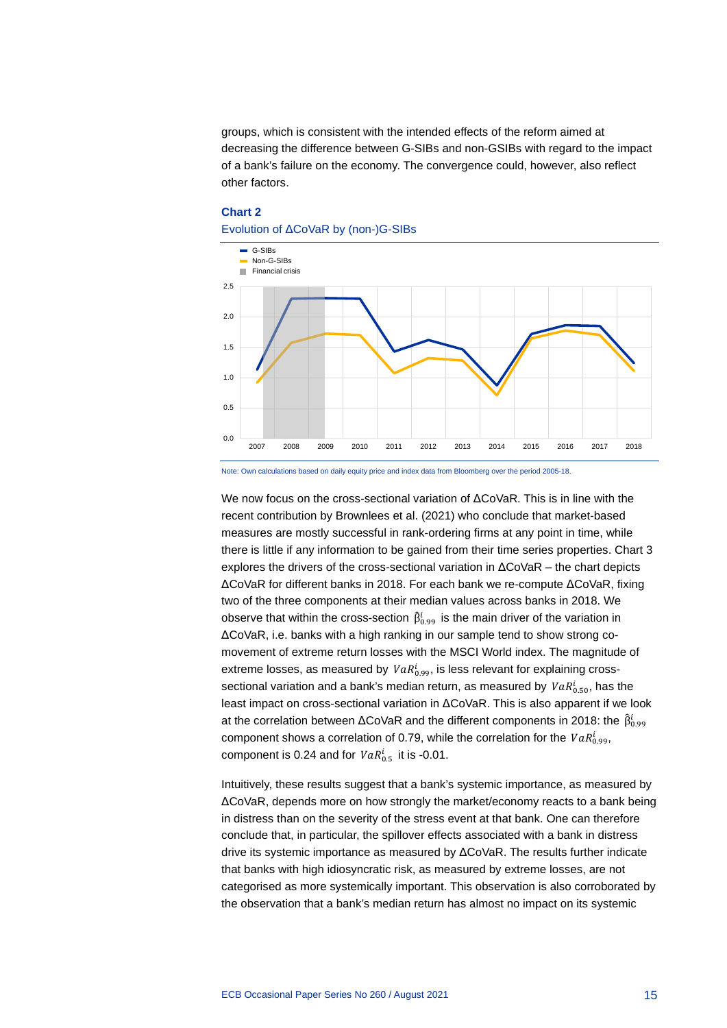groups, which is consistent with the intended effects of the reform aimed at decreasing the difference between G-SIBs and non-GSIBs with regard to the impact of a bank's failure on the economy. The convergence could, however, also reflect other factors.

**Chart 2**

Evolution of ΔCoVaR by (non-)G-SIBs

Note: Own calculations based on daily equity price and index data from Bloomberg over the period 2005-18.

We now focus on the cross-sectional variation of ΔCoVaR. This is in line with the recent contribution by Brownlees et al. (2021) who conclude that market-based measures are mostly successful in rank-ordering firms at any point in time, while there is little if any information to be gained from their time series properties. Chart 3 explores the drivers of the cross-sectional variation in ΔCoVaR – the chart depicts ΔCoVaR for different banks in 2018. For each bank we re-compute ΔCoVaR, fixing two of the three components at their median values across banks in 2018. We observe that within the cross-section $\hat{\beta}^i_{0.99}$ is the main driver of the variation in ΔCoVaR, i.e. banks with a high ranking in our sample tend to show strong co-movement of extreme return losses with the MSCI World index. The magnitude of extreme losses, as measured by $VaR^i_{0.99}$, is less relevant for explaining cross-sectional variation and a bank's median return, as measured by $VaR^i_{0.50}$, has the least impact on cross-sectional variation in ΔCoVaR. This is also apparent if we look at the correlation between ΔCoVaR and the different components in 2018: the $\hat{\beta}^i_{0.99}$ component shows a correlation of 0.79, while the correlation for the $VaR^i_{0.99}$, component is 0.24 and for $VaR^i_{0.5}$ it is -0.01.

Intuitively, these results suggest that a bank's systemic importance, as measured by ΔCoVaR, depends more on how strongly the market/economy reacts to a bank being in distress than on the severity of the stress event at that bank. One can therefore conclude that, in particular, the spillover effects associated with a bank in distress drive its systemic importance as measured by ΔCoVaR. The results further indicate that banks with high idiosyncratic risk, as measured by extreme losses, are not categorised as more systemically important. This observation is also corroborated by the observation that a bank's median return has almost no impact on its systemic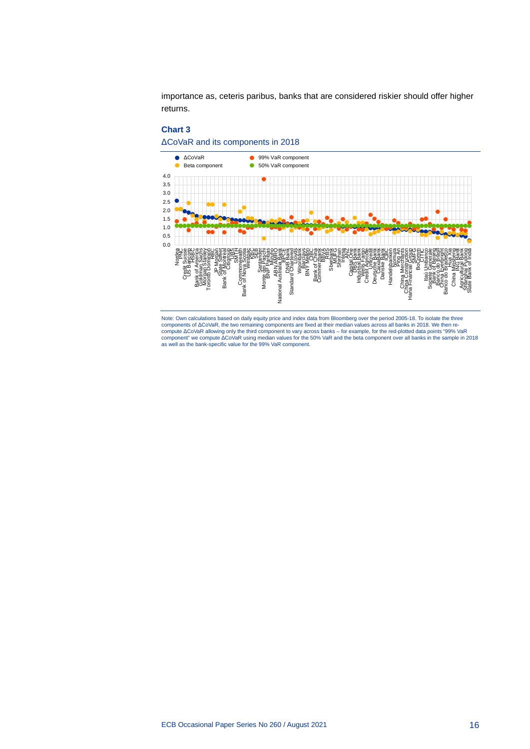importance as, ceteris paribus, banks that are considered riskier should offer higher returns.

**Chart 3**

ΔCoVaR and its components in 2018

Note: Own calculations based on daily equity price and index data from Bloomberg over the period 2005-18. To isolate the three components of ΔCoVaR, the two remaining components are fixed at their median values across all banks in 2018. We then re-compute ΔCoVaR allowing only the third component to vary across banks – for example, for the red-plotted data points "99% VaR component" we compute ΔCoVaR using median values for the 50% VaR and the beta component over all banks in the sample in 2018 as well as the bank-specific value for the 99% VaR component.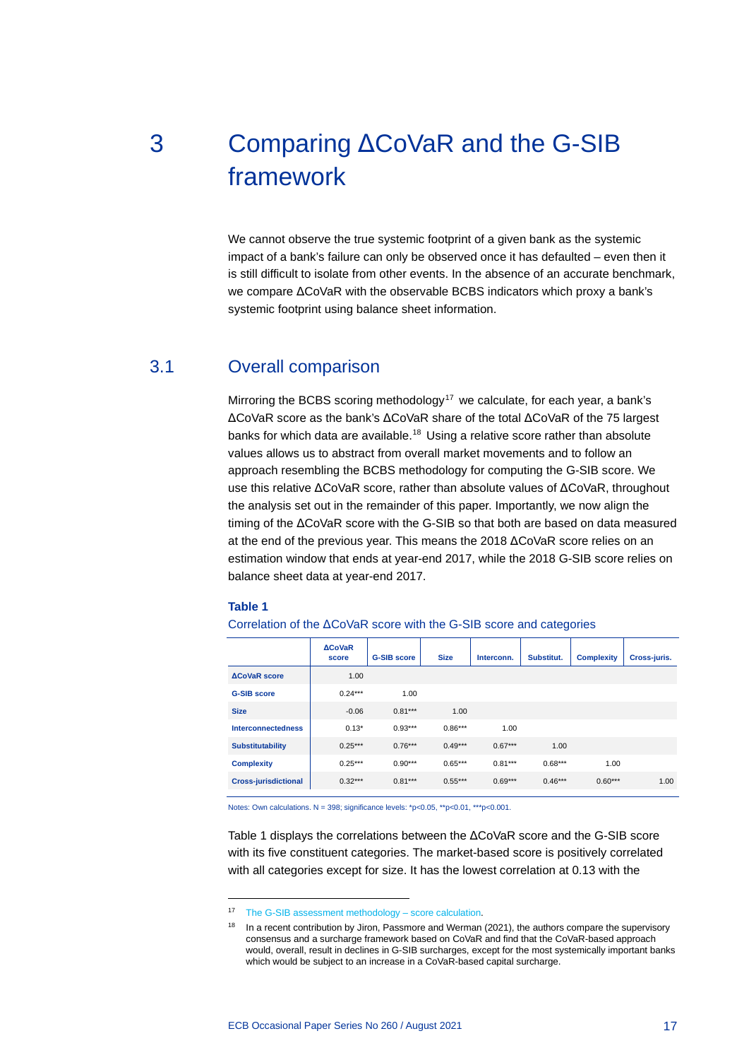// Comparing ΔCoVaR and the G-SIB framework

# 3 Comparing ΔCoVaR and the G-SIB framework

We cannot observe the true systemic footprint of a given bank as the systemic impact of a bank's failure can only be observed once it has defaulted – even then it is still difficult to isolate from other events. In the absence of an accurate benchmark, we compare ΔCoVaR with the observable BCBS indicators which proxy a bank's systemic footprint using balance sheet information.

## 3.1 Overall comparison

Mirroring the BCBS scoring methodology[17] we calculate, for each year, a bank's ΔCoVaR score as the bank's ΔCoVaR share of the total ΔCoVaR of the 75 largest banks for which data are available.[18] Using a relative score rather than absolute values allows us to abstract from overall market movements and to follow an approach resembling the BCBS methodology for computing the G-SIB score. We use this relative ΔCoVaR score, rather than absolute values of ΔCoVaR, throughout the analysis set out in the remainder of this paper. Importantly, we now align the timing of the ΔCoVaR score with the G-SIB so that both are based on data measured at the end of the previous year. This means the 2018 ΔCoVaR score relies on an estimation window that ends at year-end 2017, while the 2018 G-SIB score relies on balance sheet data at year-end 2017.

**Table 1**

Correlation of the ΔCoVaR score with the G-SIB score and categories

| | ΔCoVaR score | G-SIB score | Size | Interconn. | Substitut. | Complexity | Cross-juris. |
|---|---|---|---|---|---|---|---|
| **ΔCoVaR score** | 1.00 | | | | | | |
| **G-SIB score** | 0.24*** | 1.00 | | | | | |
| **Size** | -0.06 | 0.81*** | 1.00 | | | | |
| **Interconnectedness** | 0.13* | 0.93*** | 0.86*** | 1.00 | | | |
| **Substitutability** | 0.25*** | 0.76*** | 0.49*** | 0.67*** | 1.00 | | |
| **Complexity** | 0.25*** | 0.90*** | 0.65*** | 0.81*** | 0.68*** | 1.00 | |
| **Cross-jurisdictional** | 0.32*** | 0.81*** | 0.55*** | 0.69*** | 0.46*** | 0.60*** | 1.00 |

Notes: Own calculations. N = 398; significance levels: *p<0.05, **p<0.01, ***p<0.001.

Table 1 displays the correlations between the ΔCoVaR score and the G-SIB score with its five constituent categories. The market-based score is positively correlated with all categories except for size. It has the lowest correlation at 0.13 with the

[17] The G-SIB assessment methodology – score calculation.

[18] In a recent contribution by Jiron, Passmore and Werman (2021), the authors compare the supervisory consensus and a surcharge framework based on CoVaR and find that the CoVaR-based approach would, overall, result in declines in G-SIB surcharges, except for the most systemically important banks which would be subject to an increase in a CoVaR-based capital surcharge.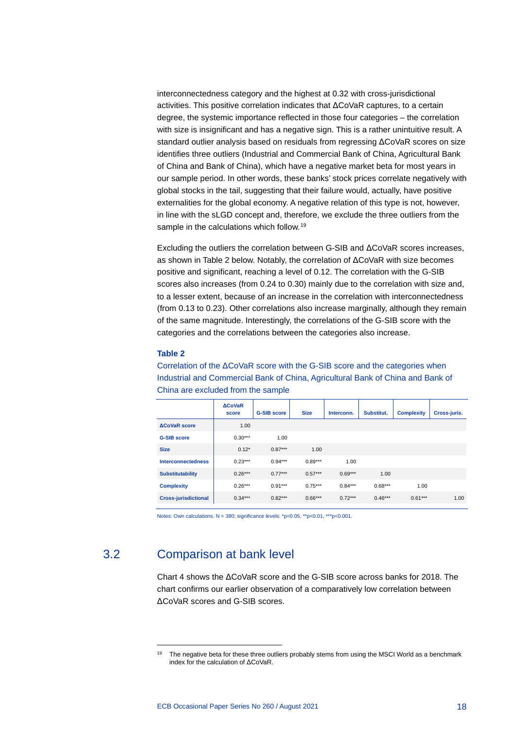interconnectedness category and the highest at 0.32 with cross-jurisdictional activities. This positive correlation indicates that ΔCoVaR captures, to a certain degree, the systemic importance reflected in those four categories – the correlation with size is insignificant and has a negative sign. This is a rather unintuitive result. A standard outlier analysis based on residuals from regressing ΔCoVaR scores on size identifies three outliers (Industrial and Commercial Bank of China, Agricultural Bank of China and Bank of China), which have a negative market beta for most years in our sample period. In other words, these banks' stock prices correlate negatively with global stocks in the tail, suggesting that their failure would, actually, have positive externalities for the global economy. A negative relation of this type is not, however, in line with the sLGD concept and, therefore, we exclude the three outliers from the sample in the calculations which follow.[19]

Excluding the outliers the correlation between G-SIB and ΔCoVaR scores increases, as shown in Table 2 below. Notably, the correlation of ΔCoVaR with size becomes positive and significant, reaching a level of 0.12. The correlation with the G-SIB scores also increases (from 0.24 to 0.30) mainly due to the correlation with size and, to a lesser extent, because of an increase in the correlation with interconnectedness (from 0.13 to 0.23). Other correlations also increase marginally, although they remain of the same magnitude. Interestingly, the correlations of the G-SIB score with the categories and the correlations between the categories also increase.

**Table 2**

Correlation of the ΔCoVaR score with the G-SIB score and the categories when Industrial and Commercial Bank of China, Agricultural Bank of China and Bank of China are excluded from the sample

| | ΔCoVaR score | G-SIB score | Size | Interconn. | Substitut. | Complexity | Cross-juris. |
|---|---|---|---|---|---|---|---|
| ΔCoVaR score | 1.00 | | | | | | |
| G-SIB score | 0.30*** | 1.00 | | | | | |
| Size | 0.12* | 0.87*** | 1.00 | | | | |
| Interconnectedness | 0.23*** | 0.94*** | 0.89*** | 1.00 | | | |
| Substitutability | 0.26*** | 0.77*** | 0.57*** | 0.69*** | 1.00 | | |
| Complexity | 0.26*** | 0.91*** | 0.75*** | 0.84*** | 0.68*** | 1.00 | |
| Cross-jurisdictional | 0.34*** | 0.82*** | 0.66*** | 0.72*** | 0.46*** | 0.61*** | 1.00 |

Notes: Own calculations. N = 380; significance levels: *p<0.05, **p<0.01, ***p<0.001.

## 3.2 Comparison at bank level

Chart 4 shows the ΔCoVaR score and the G-SIB score across banks for 2018. The chart confirms our earlier observation of a comparatively low correlation between ΔCoVaR scores and G-SIB scores.

[19] The negative beta for these three outliers probably stems from using the MSCI World as a benchmark index for the calculation of ΔCoVaR.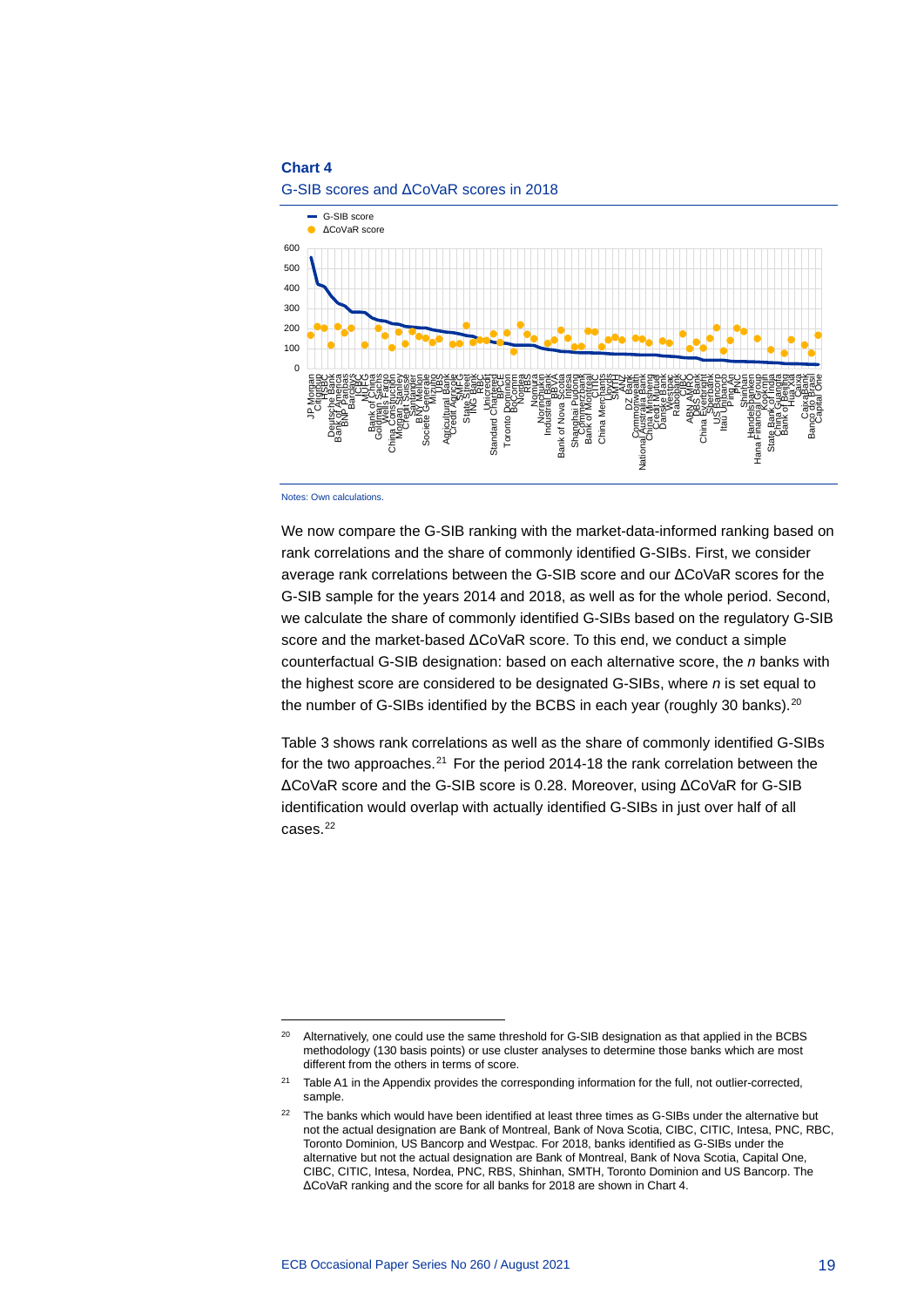**Chart 4**

G-SIB scores and ΔCoVaR scores in 2018

Notes: Own calculations.

We now compare the G-SIB ranking with the market-data-informed ranking based on rank correlations and the share of commonly identified G-SIBs. First, we consider average rank correlations between the G-SIB score and our ΔCoVaR scores for the G-SIB sample for the years 2014 and 2018, as well as for the whole period. Second, we calculate the share of commonly identified G-SIBs based on the regulatory G-SIB score and the market-based ΔCoVaR score. To this end, we conduct a simple counterfactual G-SIB designation: based on each alternative score, the *n* banks with the highest score are considered to be designated G-SIBs, where *n* is set equal to the number of G-SIBs identified by the BCBS in each year (roughly 30 banks).[20]

Table 3 shows rank correlations as well as the share of commonly identified G-SIBs for the two approaches.[21] For the period 2014-18 the rank correlation between the ΔCoVaR score and the G-SIB score is 0.28. Moreover, using ΔCoVaR for G-SIB identification would overlap with actually identified G-SIBs in just over half of all cases.[22]

---

[20] Alternatively, one could use the same threshold for G-SIB designation as that applied in the BCBS methodology (130 basis points) or use cluster analyses to determine those banks which are most different from the others in terms of score.

[21] Table A1 in the Appendix provides the corresponding information for the full, not outlier-corrected, sample.

[22] The banks which would have been identified at least three times as G-SIBs under the alternative but not the actual designation are Bank of Montreal, Bank of Nova Scotia, CIBC, CITIC, Intesa, PNC, RBC, Toronto Dominion, US Bancorp and Westpac. For 2018, banks identified as G-SIBs under the alternative but not the actual designation are Bank of Montreal, Bank of Nova Scotia, Capital One, CIBC, CITIC, Intesa, Nordea, PNC, RBS, Shinhan, SMTH, Toronto Dominion and US Bancorp. The ΔCoVaR ranking and the score for all banks for 2018 are shown in Chart 4.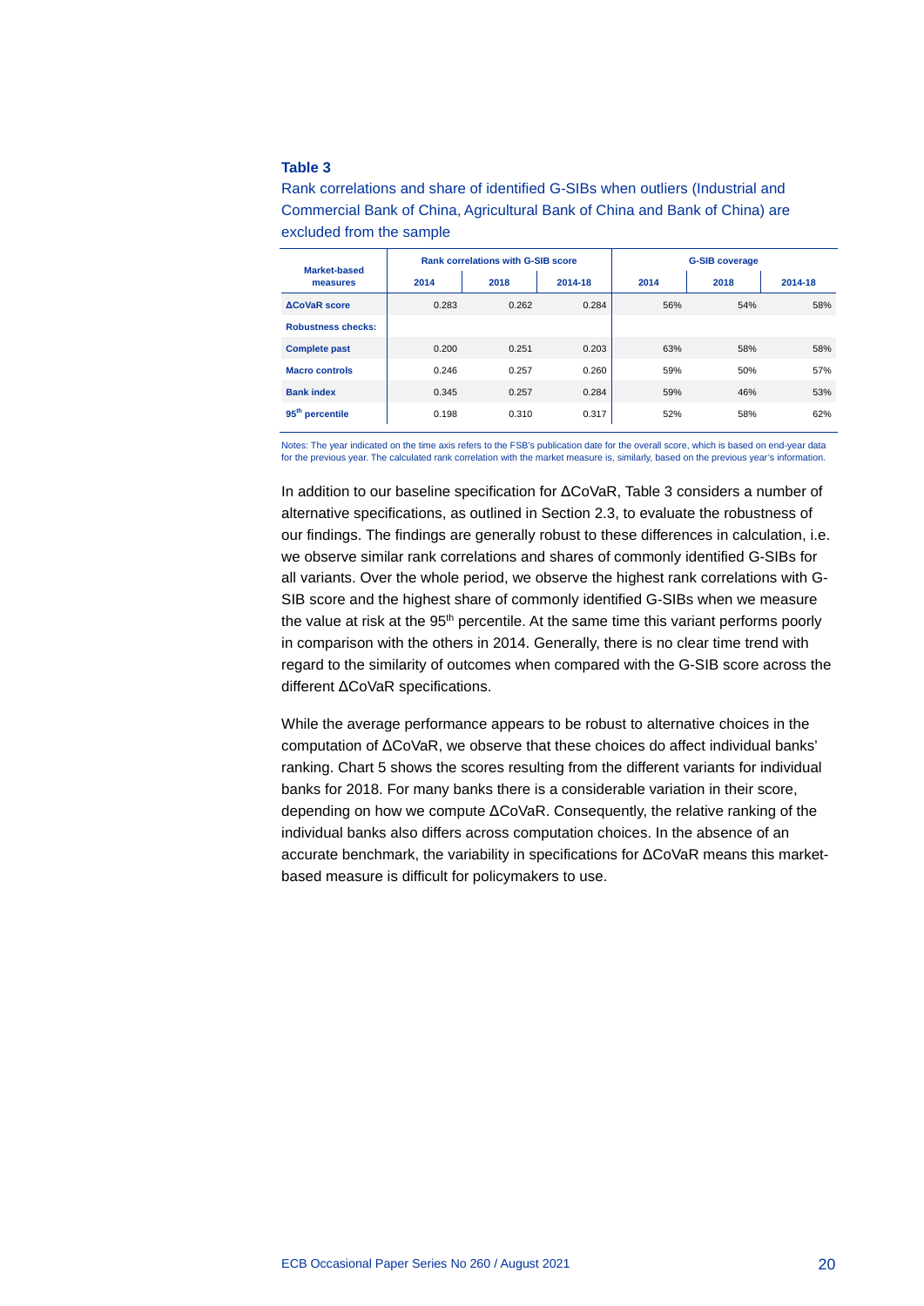**Table 3**

Rank correlations and share of identified G-SIBs when outliers (Industrial and Commercial Bank of China, Agricultural Bank of China and Bank of China) are excluded from the sample

| Market-based measures | Rank correlations with G-SIB score | | | G-SIB coverage | | |
|---|---|---|---|---|---|---|
| | 2014 | 2018 | 2014-18 | 2014 | 2018 | 2014-18 |
| **ΔCoVaR score** | 0.283 | 0.262 | 0.284 | 56% | 54% | 58% |
| **Robustness checks:** | | | | | | |
| **Complete past** | 0.200 | 0.251 | 0.203 | 63% | 58% | 58% |
| **Macro controls** | 0.246 | 0.257 | 0.260 | 59% | 50% | 57% |
| **Bank index** | 0.345 | 0.257 | 0.284 | 59% | 46% | 53% |
| **95th percentile** | 0.198 | 0.310 | 0.317 | 52% | 58% | 62% |

Notes: The year indicated on the time axis refers to the FSB's publication date for the overall score, which is based on end-year data for the previous year. The calculated rank correlation with the market measure is, similarly, based on the previous year's information.

In addition to our baseline specification for ΔCoVaR, Table 3 considers a number of alternative specifications, as outlined in Section 2.3, to evaluate the robustness of our findings. The findings are generally robust to these differences in calculation, i.e. we observe similar rank correlations and shares of commonly identified G-SIBs for all variants. Over the whole period, we observe the highest rank correlations with G-SIB score and the highest share of commonly identified G-SIBs when we measure the value at risk at the 95th percentile. At the same time this variant performs poorly in comparison with the others in 2014. Generally, there is no clear time trend with regard to the similarity of outcomes when compared with the G-SIB score across the different ΔCoVaR specifications.

While the average performance appears to be robust to alternative choices in the computation of ΔCoVaR, we observe that these choices do affect individual banks' ranking. Chart 5 shows the scores resulting from the different variants for individual banks for 2018. For many banks there is a considerable variation in their score, depending on how we compute ΔCoVaR. Consequently, the relative ranking of the individual banks also differs across computation choices. In the absence of an accurate benchmark, the variability in specifications for ΔCoVaR means this market-based measure is difficult for policymakers to use.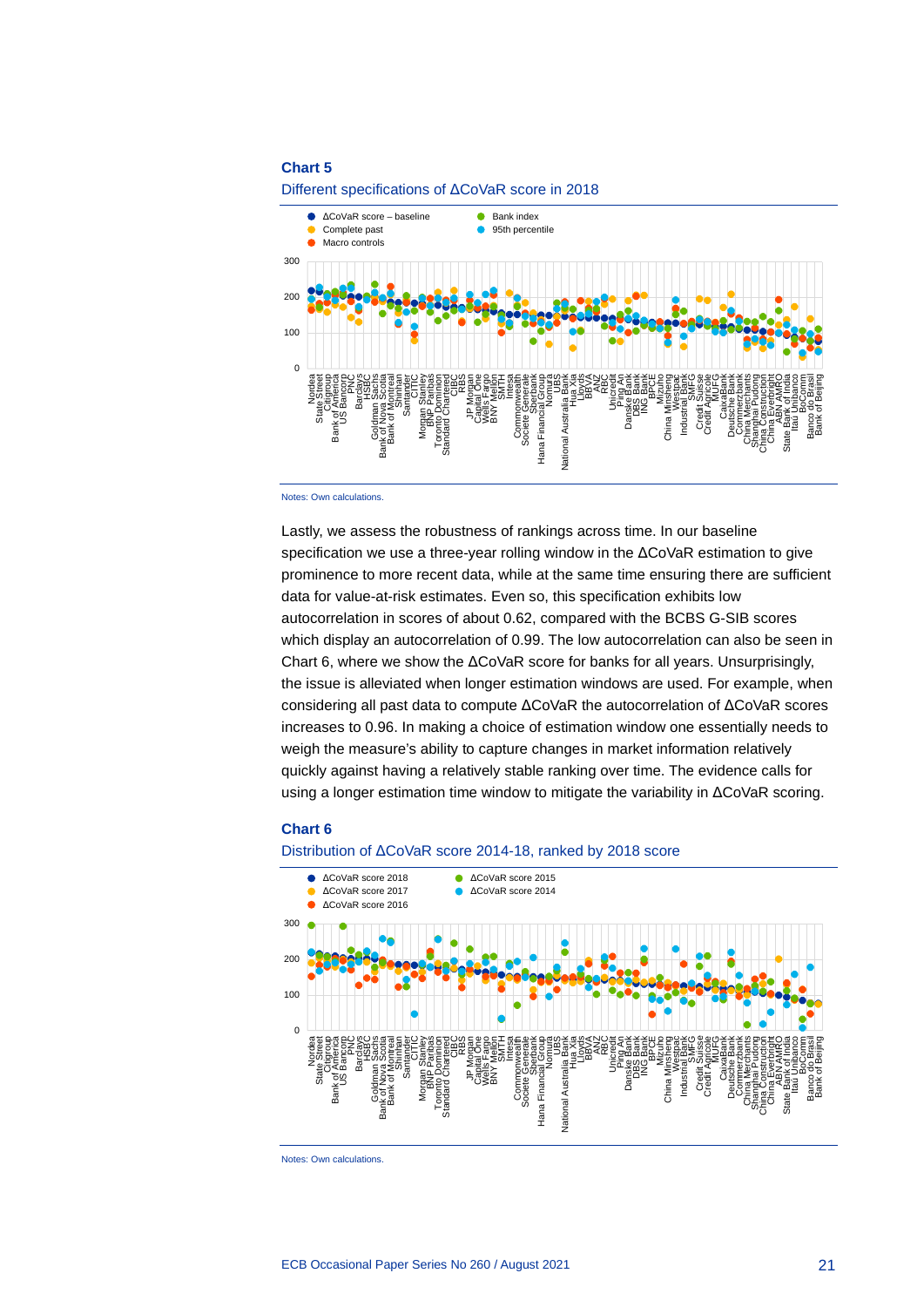**Chart 5**

Different specifications of ΔCoVaR score in 2018

Notes: Own calculations.

Lastly, we assess the robustness of rankings across time. In our baseline specification we use a three-year rolling window in the ΔCoVaR estimation to give prominence to more recent data, while at the same time ensuring there are sufficient data for value-at-risk estimates. Even so, this specification exhibits low autocorrelation in scores of about 0.62, compared with the BCBS G-SIB scores which display an autocorrelation of 0.99. The low autocorrelation can also be seen in Chart 6, where we show the ΔCoVaR score for banks for all years. Unsurprisingly, the issue is alleviated when longer estimation windows are used. For example, when considering all past data to compute ΔCoVaR the autocorrelation of ΔCoVaR scores increases to 0.96. In making a choice of estimation window one essentially needs to weigh the measure's ability to capture changes in market information relatively quickly against having a relatively stable ranking over time. The evidence calls for using a longer estimation time window to mitigate the variability in ΔCoVaR scoring.

**Chart 6**

Distribution of ΔCoVaR score 2014-18, ranked by 2018 score

Notes: Own calculations.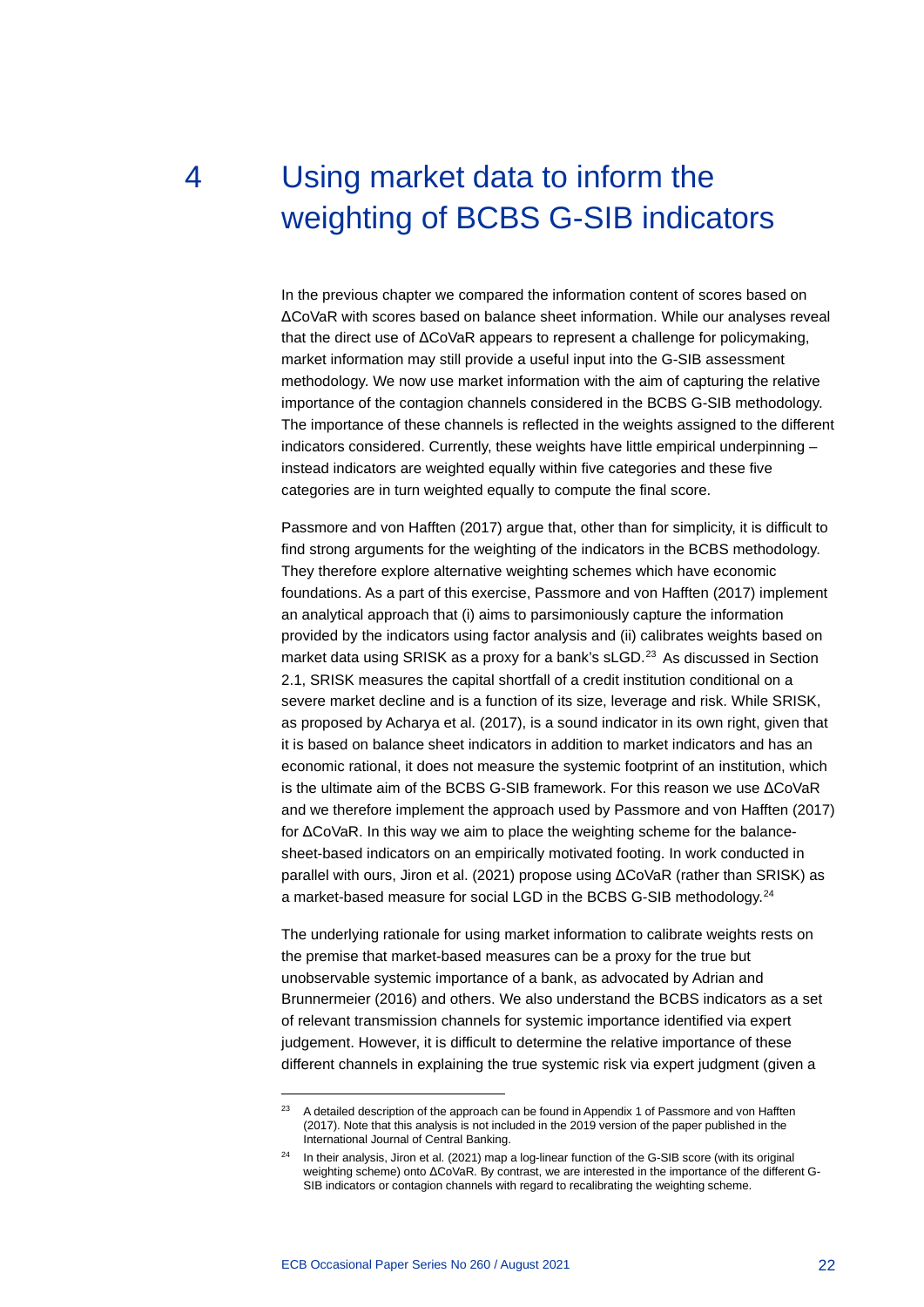# 4 Using market data to inform the weighting of BCBS G-SIB indicators

In the previous chapter we compared the information content of scores based on ΔCoVaR with scores based on balance sheet information. While our analyses reveal that the direct use of ΔCoVaR appears to represent a challenge for policymaking, market information may still provide a useful input into the G-SIB assessment methodology. We now use market information with the aim of capturing the relative importance of the contagion channels considered in the BCBS G-SIB methodology. The importance of these channels is reflected in the weights assigned to the different indicators considered. Currently, these weights have little empirical underpinning – instead indicators are weighted equally within five categories and these five categories are in turn weighted equally to compute the final score.

Passmore and von Hafften (2017) argue that, other than for simplicity, it is difficult to find strong arguments for the weighting of the indicators in the BCBS methodology. They therefore explore alternative weighting schemes which have economic foundations. As a part of this exercise, Passmore and von Hafften (2017) implement an analytical approach that (i) aims to parsimoniously capture the information provided by the indicators using factor analysis and (ii) calibrates weights based on market data using SRISK as a proxy for a bank's sLGD.[23] As discussed in Section 2.1, SRISK measures the capital shortfall of a credit institution conditional on a severe market decline and is a function of its size, leverage and risk. While SRISK, as proposed by Acharya et al. (2017), is a sound indicator in its own right, given that it is based on balance sheet indicators in addition to market indicators and has an economic rational, it does not measure the systemic footprint of an institution, which is the ultimate aim of the BCBS G-SIB framework. For this reason we use ΔCoVaR and we therefore implement the approach used by Passmore and von Hafften (2017) for ΔCoVaR. In this way we aim to place the weighting scheme for the balance-sheet-based indicators on an empirically motivated footing. In work conducted in parallel with ours, Jiron et al. (2021) propose using ΔCoVaR (rather than SRISK) as a market-based measure for social LGD in the BCBS G-SIB methodology.[24]

The underlying rationale for using market information to calibrate weights rests on the premise that market-based measures can be a proxy for the true but unobservable systemic importance of a bank, as advocated by Adrian and Brunnermeier (2016) and others. We also understand the BCBS indicators as a set of relevant transmission channels for systemic importance identified via expert judgement. However, it is difficult to determine the relative importance of these different channels in explaining the true systemic risk via expert judgment (given a

---

[23] A detailed description of the approach can be found in Appendix 1 of Passmore and von Hafften (2017). Note that this analysis is not included in the 2019 version of the paper published in the International Journal of Central Banking.

[24] In their analysis, Jiron et al. (2021) map a log-linear function of the G-SIB score (with its original weighting scheme) onto ΔCoVaR. By contrast, we are interested in the importance of the different G-SIB indicators or contagion channels with regard to recalibrating the weighting scheme.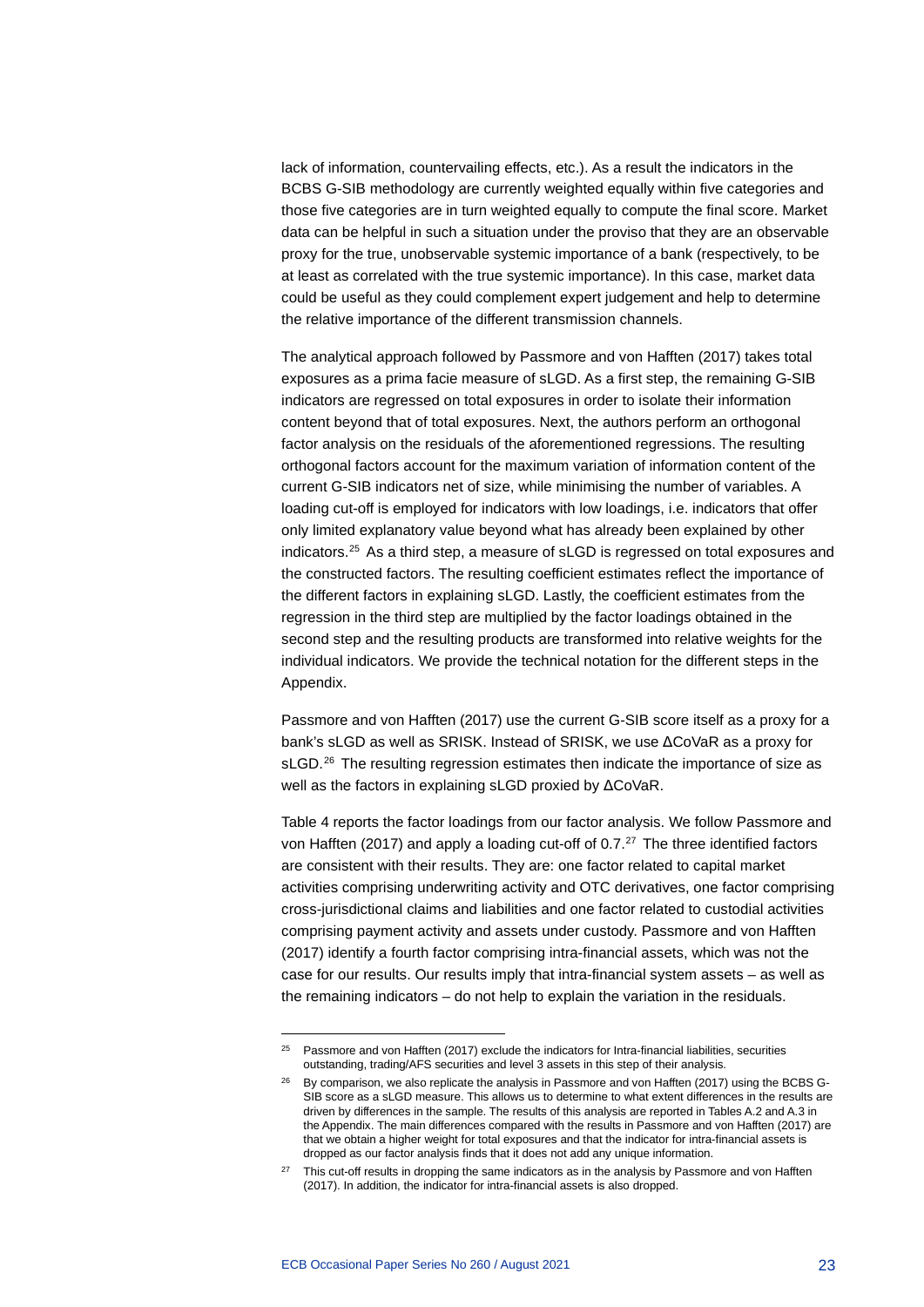lack of information, countervailing effects, etc.). As a result the indicators in the BCBS G-SIB methodology are currently weighted equally within five categories and those five categories are in turn weighted equally to compute the final score. Market data can be helpful in such a situation under the proviso that they are an observable proxy for the true, unobservable systemic importance of a bank (respectively, to be at least as correlated with the true systemic importance). In this case, market data could be useful as they could complement expert judgement and help to determine the relative importance of the different transmission channels.

The analytical approach followed by Passmore and von Hafften (2017) takes total exposures as a prima facie measure of sLGD. As a first step, the remaining G-SIB indicators are regressed on total exposures in order to isolate their information content beyond that of total exposures. Next, the authors perform an orthogonal factor analysis on the residuals of the aforementioned regressions. The resulting orthogonal factors account for the maximum variation of information content of the current G-SIB indicators net of size, while minimising the number of variables. A loading cut-off is employed for indicators with low loadings, i.e. indicators that offer only limited explanatory value beyond what has already been explained by other indicators.[25] As a third step, a measure of sLGD is regressed on total exposures and the constructed factors. The resulting coefficient estimates reflect the importance of the different factors in explaining sLGD. Lastly, the coefficient estimates from the regression in the third step are multiplied by the factor loadings obtained in the second step and the resulting products are transformed into relative weights for the individual indicators. We provide the technical notation for the different steps in the Appendix.

Passmore and von Hafften (2017) use the current G-SIB score itself as a proxy for a bank's sLGD as well as SRISK. Instead of SRISK, we use ΔCoVaR as a proxy for sLGD.[26] The resulting regression estimates then indicate the importance of size as well as the factors in explaining sLGD proxied by ΔCoVaR.

Table 4 reports the factor loadings from our factor analysis. We follow Passmore and von Hafften (2017) and apply a loading cut-off of 0.7.[27] The three identified factors are consistent with their results. They are: one factor related to capital market activities comprising underwriting activity and OTC derivatives, one factor comprising cross-jurisdictional claims and liabilities and one factor related to custodial activities comprising payment activity and assets under custody. Passmore and von Hafften (2017) identify a fourth factor comprising intra-financial assets, which was not the case for our results. Our results imply that intra-financial system assets – as well as the remaining indicators – do not help to explain the variation in the residuals.

---

[25] Passmore and von Hafften (2017) exclude the indicators for Intra-financial liabilities, securities outstanding, trading/AFS securities and level 3 assets in this step of their analysis.

[26] By comparison, we also replicate the analysis in Passmore and von Hafften (2017) using the BCBS G-SIB score as a sLGD measure. This allows us to determine to what extent differences in the results are driven by differences in the sample. The results of this analysis are reported in Tables A.2 and A.3 in the Appendix. The main differences compared with the results in Passmore and von Hafften (2017) are that we obtain a higher weight for total exposures and that the indicator for intra-financial assets is dropped as our factor analysis finds that it does not add any unique information.

[27] This cut-off results in dropping the same indicators as in the analysis by Passmore and von Hafften (2017). In addition, the indicator for intra-financial assets is also dropped.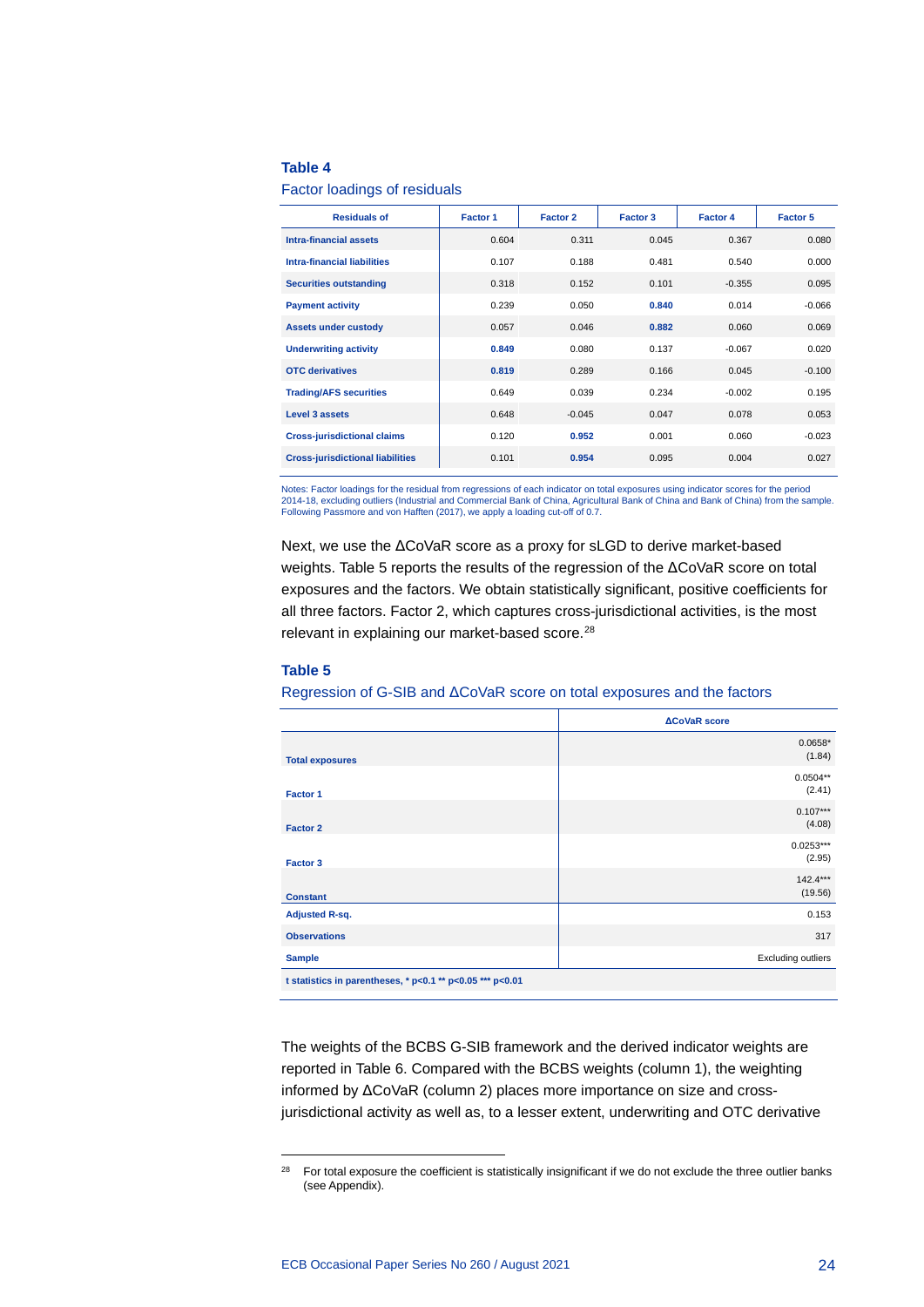**Table 4**

Factor loadings of residuals

| Residuals of | Factor 1 | Factor 2 | Factor 3 | Factor 4 | Factor 5 |
|---|---|---|---|---|---|
| Intra-financial assets | 0.604 | 0.311 | 0.045 | 0.367 | 0.080 |
| Intra-financial liabilities | 0.107 | 0.188 | 0.481 | 0.540 | 0.000 |
| Securities outstanding | 0.318 | 0.152 | 0.101 | -0.355 | 0.095 |
| Payment activity | 0.239 | 0.050 | **0.840** | 0.014 | -0.066 |
| Assets under custody | 0.057 | 0.046 | **0.882** | 0.060 | 0.069 |
| Underwriting activity | **0.849** | 0.080 | 0.137 | -0.067 | 0.020 |
| OTC derivatives | **0.819** | 0.289 | 0.166 | 0.045 | -0.100 |
| Trading/AFS securities | 0.649 | 0.039 | 0.234 | -0.002 | 0.195 |
| Level 3 assets | 0.648 | -0.045 | 0.047 | 0.078 | 0.053 |
| Cross-jurisdictional claims | 0.120 | **0.952** | 0.001 | 0.060 | -0.023 |
| Cross-jurisdictional liabilities | 0.101 | **0.954** | 0.095 | 0.004 | 0.027 |

Notes: Factor loadings for the residual from regressions of each indicator on total exposures using indicator scores for the period 2014-18, excluding outliers (Industrial and Commercial Bank of China, Agricultural Bank of China and Bank of China) from the sample. Following Passmore and von Hafften (2017), we apply a loading cut-off of 0.7.

Next, we use the ΔCoVaR score as a proxy for sLGD to derive market-based weights. Table 5 reports the results of the regression of the ΔCoVaR score on total exposures and the factors. We obtain statistically significant, positive coefficients for all three factors. Factor 2, which captures cross-jurisdictional activities, is the most relevant in explaining our market-based score.[28]

**Table 5**

Regression of G-SIB and ΔCoVaR score on total exposures and the factors

| | ΔCoVaR score |
|---|---|
| Total exposures | 0.0658* (1.84) |
| Factor 1 | 0.0504** (2.41) |
| Factor 2 | 0.107*** (4.08) |
| Factor 3 | 0.0253*** (2.95) |
| Constant | 142.4*** (19.56) |
| Adjusted R-sq. | 0.153 |
| Observations | 317 |
| Sample | Excluding outliers |

t statistics in parentheses, * p<0.1 ** p<0.05 *** p<0.01

The weights of the BCBS G-SIB framework and the derived indicator weights are reported in Table 6. Compared with the BCBS weights (column 1), the weighting informed by ΔCoVaR (column 2) places more importance on size and cross-jurisdictional activity as well as, to a lesser extent, underwriting and OTC derivative

[28] For total exposure the coefficient is statistically insignificant if we do not exclude the three outlier banks (see Appendix).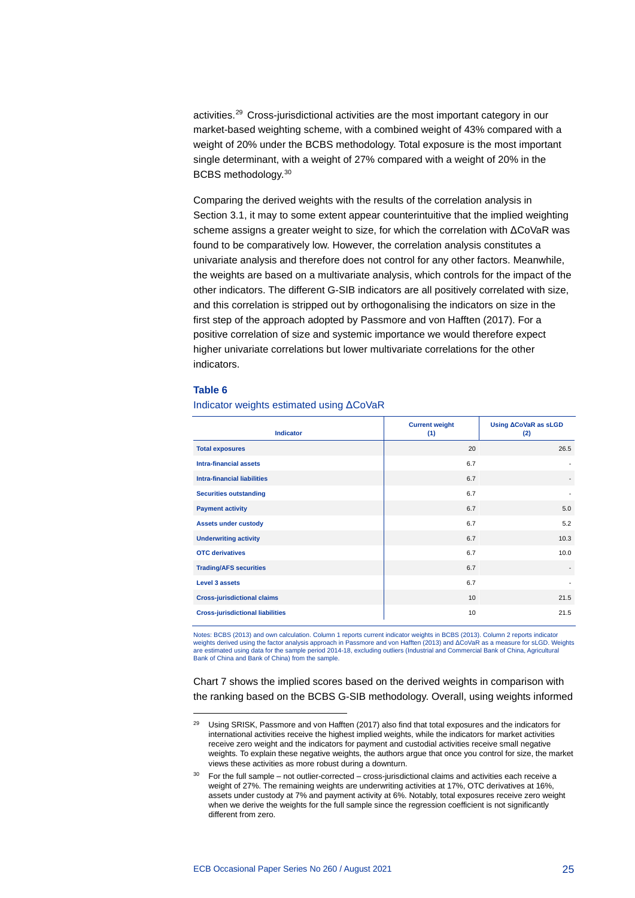activities.[29] Cross-jurisdictional activities are the most important category in our market-based weighting scheme, with a combined weight of 43% compared with a weight of 20% under the BCBS methodology. Total exposure is the most important single determinant, with a weight of 27% compared with a weight of 20% in the BCBS methodology.[30]

Comparing the derived weights with the results of the correlation analysis in Section 3.1, it may to some extent appear counterintuitive that the implied weighting scheme assigns a greater weight to size, for which the correlation with ΔCoVaR was found to be comparatively low. However, the correlation analysis constitutes a univariate analysis and therefore does not control for any other factors. Meanwhile, the weights are based on a multivariate analysis, which controls for the impact of the other indicators. The different G-SIB indicators are all positively correlated with size, and this correlation is stripped out by orthogonalising the indicators on size in the first step of the approach adopted by Passmore and von Hafften (2017). For a positive correlation of size and systemic importance we would therefore expect higher univariate correlations but lower multivariate correlations for the other indicators.

**Table 6**

Indicator weights estimated using ΔCoVaR

| Indicator | Current weight (1) | Using ΔCoVaR as sLGD (2) |
|---|---|---|
| **Total exposures** | 20 | 26.5 |
| **Intra-financial assets** | 6.7 | - |
| **Intra-financial liabilities** | 6.7 | - |
| **Securities outstanding** | 6.7 | - |
| **Payment activity** | 6.7 | 5.0 |
| **Assets under custody** | 6.7 | 5.2 |
| **Underwriting activity** | 6.7 | 10.3 |
| **OTC derivatives** | 6.7 | 10.0 |
| **Trading/AFS securities** | 6.7 | - |
| **Level 3 assets** | 6.7 | - |
| **Cross-jurisdictional claims** | 10 | 21.5 |
| **Cross-jurisdictional liabilities** | 10 | 21.5 |

Notes: BCBS (2013) and own calculation. Column 1 reports current indicator weights in BCBS (2013). Column 2 reports indicator weights derived using the factor analysis approach in Passmore and von Hafften (2013) and ΔCoVaR as a measure for sLGD. Weights are estimated using data for the sample period 2014-18, excluding outliers (Industrial and Commercial Bank of China, Agricultural Bank of China and Bank of China) from the sample.

Chart 7 shows the implied scores based on the derived weights in comparison with the ranking based on the BCBS G-SIB methodology. Overall, using weights informed

[29] Using SRISK, Passmore and von Hafften (2017) also find that total exposures and the indicators for international activities receive the highest implied weights, while the indicators for market activities receive zero weight and the indicators for payment and custodial activities receive small negative weights. To explain these negative weights, the authors argue that once you control for size, the market views these activities as more robust during a downturn.

[30] For the full sample – not outlier-corrected – cross-jurisdictional claims and activities each receive a weight of 27%. The remaining weights are underwriting activities at 17%, OTC derivatives at 16%, assets under custody at 7% and payment activity at 6%. Notably, total exposures receive zero weight when we derive the weights for the full sample since the regression coefficient is not significantly different from zero.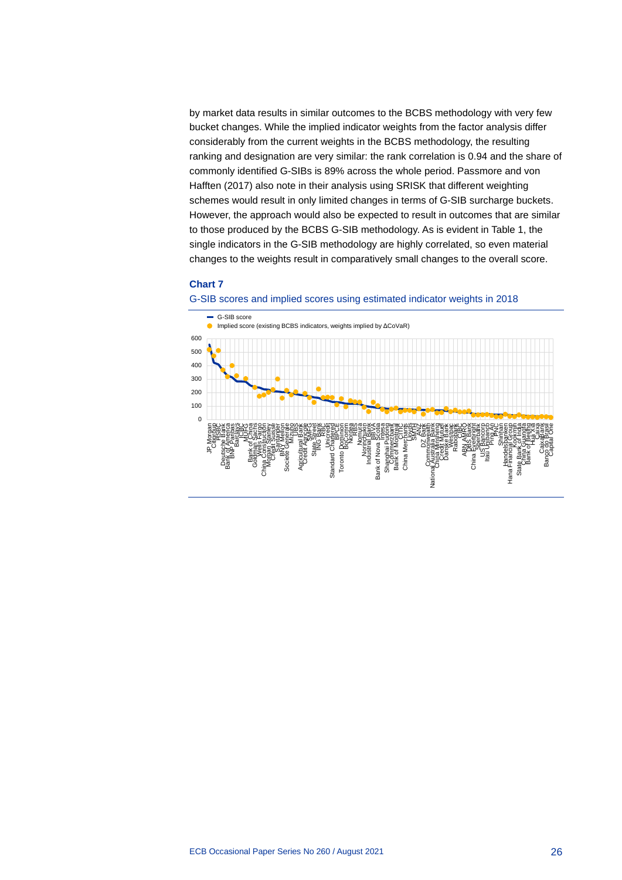by market data results in similar outcomes to the BCBS methodology with very few bucket changes. While the implied indicator weights from the factor analysis differ considerably from the current weights in the BCBS methodology, the resulting ranking and designation are very similar: the rank correlation is 0.94 and the share of commonly identified G-SIBs is 89% across the whole period. Passmore and von Hafften (2017) also note in their analysis using SRISK that different weighting schemes would result in only limited changes in terms of G-SIB surcharge buckets. However, the approach would also be expected to result in outcomes that are similar to those produced by the BCBS G-SIB methodology. As is evident in Table 1, the single indicators in the G-SIB methodology are highly correlated, so even material changes to the weights result in comparatively small changes to the overall score.

**Chart 7**

G-SIB scores and implied scores using estimated indicator weights in 2018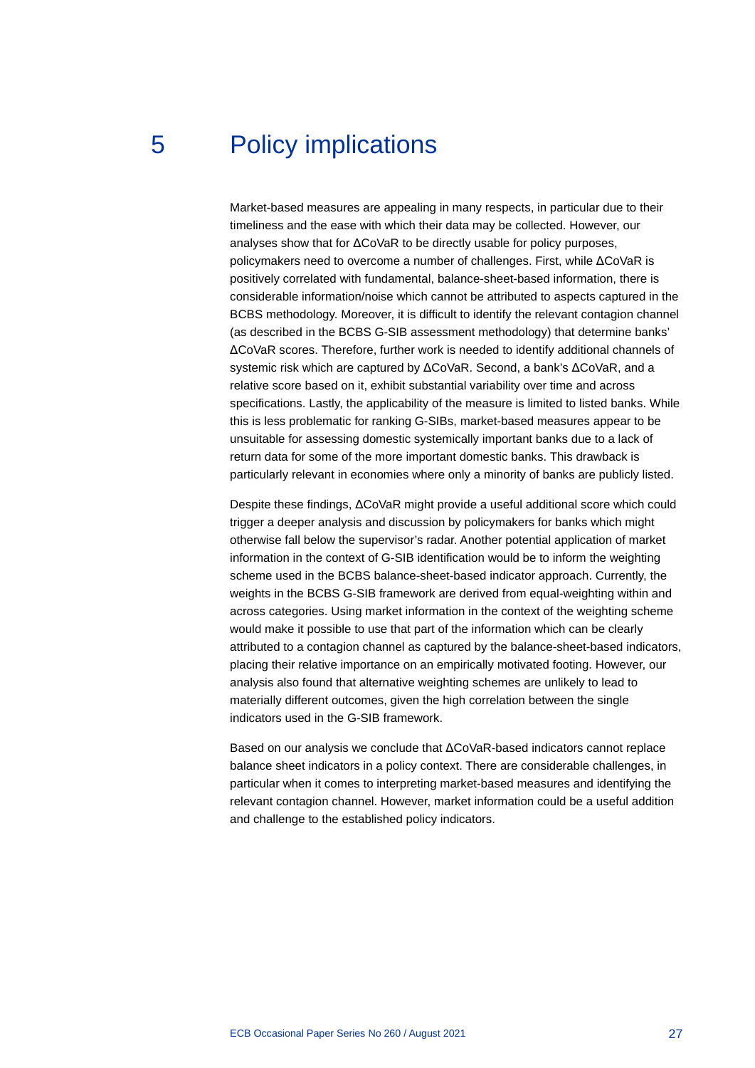# 5 Policy implications

Market-based measures are appealing in many respects, in particular due to their timeliness and the ease with which their data may be collected. However, our analyses show that for ΔCoVaR to be directly usable for policy purposes, policymakers need to overcome a number of challenges. First, while ΔCoVaR is positively correlated with fundamental, balance-sheet-based information, there is considerable information/noise which cannot be attributed to aspects captured in the BCBS methodology. Moreover, it is difficult to identify the relevant contagion channel (as described in the BCBS G-SIB assessment methodology) that determine banks' ΔCoVaR scores. Therefore, further work is needed to identify additional channels of systemic risk which are captured by ΔCoVaR. Second, a bank's ΔCoVaR, and a relative score based on it, exhibit substantial variability over time and across specifications. Lastly, the applicability of the measure is limited to listed banks. While this is less problematic for ranking G-SIBs, market-based measures appear to be unsuitable for assessing domestic systemically important banks due to a lack of return data for some of the more important domestic banks. This drawback is particularly relevant in economies where only a minority of banks are publicly listed.

Despite these findings, ΔCoVaR might provide a useful additional score which could trigger a deeper analysis and discussion by policymakers for banks which might otherwise fall below the supervisor's radar. Another potential application of market information in the context of G-SIB identification would be to inform the weighting scheme used in the BCBS balance-sheet-based indicator approach. Currently, the weights in the BCBS G-SIB framework are derived from equal-weighting within and across categories. Using market information in the context of the weighting scheme would make it possible to use that part of the information which can be clearly attributed to a contagion channel as captured by the balance-sheet-based indicators, placing their relative importance on an empirically motivated footing. However, our analysis also found that alternative weighting schemes are unlikely to lead to materially different outcomes, given the high correlation between the single indicators used in the G-SIB framework.

Based on our analysis we conclude that ΔCoVaR-based indicators cannot replace balance sheet indicators in a policy context. There are considerable challenges, in particular when it comes to interpreting market-based measures and identifying the relevant contagion channel. However, market information could be a useful addition and challenge to the established policy indicators.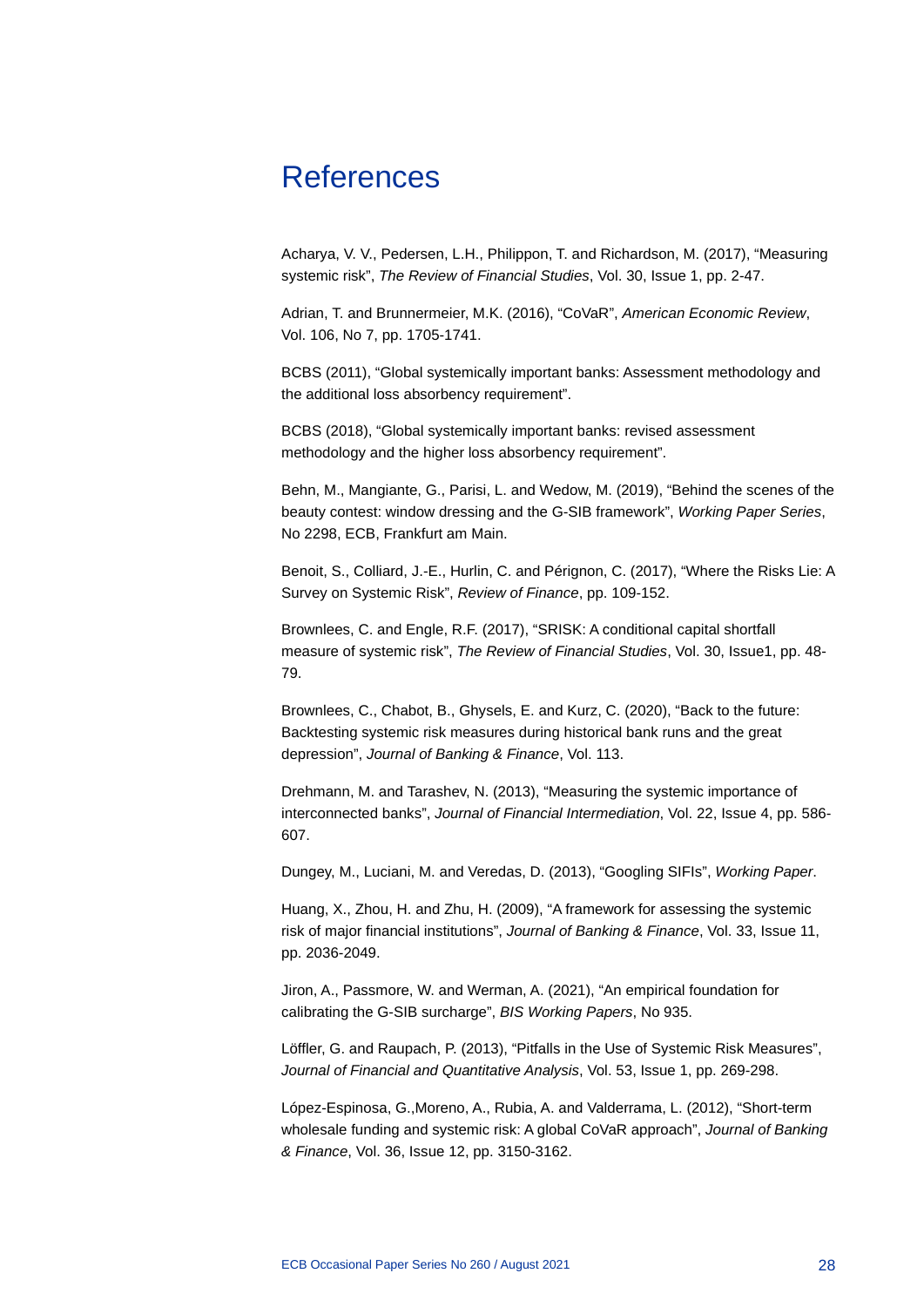# References

Acharya, V. V., Pedersen, L.H., Philippon, T. and Richardson, M. (2017), "Measuring systemic risk", *The Review of Financial Studies*, Vol. 30, Issue 1, pp. 2-47.

Adrian, T. and Brunnermeier, M.K. (2016), "CoVaR", *American Economic Review*, Vol. 106, No 7, pp. 1705-1741.

BCBS (2011), "Global systemically important banks: Assessment methodology and the additional loss absorbency requirement".

BCBS (2018), "Global systemically important banks: revised assessment methodology and the higher loss absorbency requirement".

Behn, M., Mangiante, G., Parisi, L. and Wedow, M. (2019), "Behind the scenes of the beauty contest: window dressing and the G-SIB framework", *Working Paper Series*, No 2298, ECB, Frankfurt am Main.

Benoit, S., Colliard, J.-E., Hurlin, C. and Pérignon, C. (2017), "Where the Risks Lie: A Survey on Systemic Risk", *Review of Finance*, pp. 109-152.

Brownlees, C. and Engle, R.F. (2017), "SRISK: A conditional capital shortfall measure of systemic risk", *The Review of Financial Studies*, Vol. 30, Issue1, pp. 48-79.

Brownlees, C., Chabot, B., Ghysels, E. and Kurz, C. (2020), "Back to the future: Backtesting systemic risk measures during historical bank runs and the great depression", *Journal of Banking & Finance*, Vol. 113.

Drehmann, M. and Tarashev, N. (2013), "Measuring the systemic importance of interconnected banks", *Journal of Financial Intermediation*, Vol. 22, Issue 4, pp. 586-607.

Dungey, M., Luciani, M. and Veredas, D. (2013), "Googling SIFIs", *Working Paper*.

Huang, X., Zhou, H. and Zhu, H. (2009), "A framework for assessing the systemic risk of major financial institutions", *Journal of Banking & Finance*, Vol. 33, Issue 11, pp. 2036-2049.

Jiron, A., Passmore, W. and Werman, A. (2021), "An empirical foundation for calibrating the G-SIB surcharge", *BIS Working Papers*, No 935.

Löffler, G. and Raupach, P. (2013), "Pitfalls in the Use of Systemic Risk Measures", *Journal of Financial and Quantitative Analysis*, Vol. 53, Issue 1, pp. 269-298.

López-Espinosa, G.,Moreno, A., Rubia, A. and Valderrama, L. (2012), "Short-term wholesale funding and systemic risk: A global CoVaR approach", *Journal of Banking & Finance*, Vol. 36, Issue 12, pp. 3150-3162.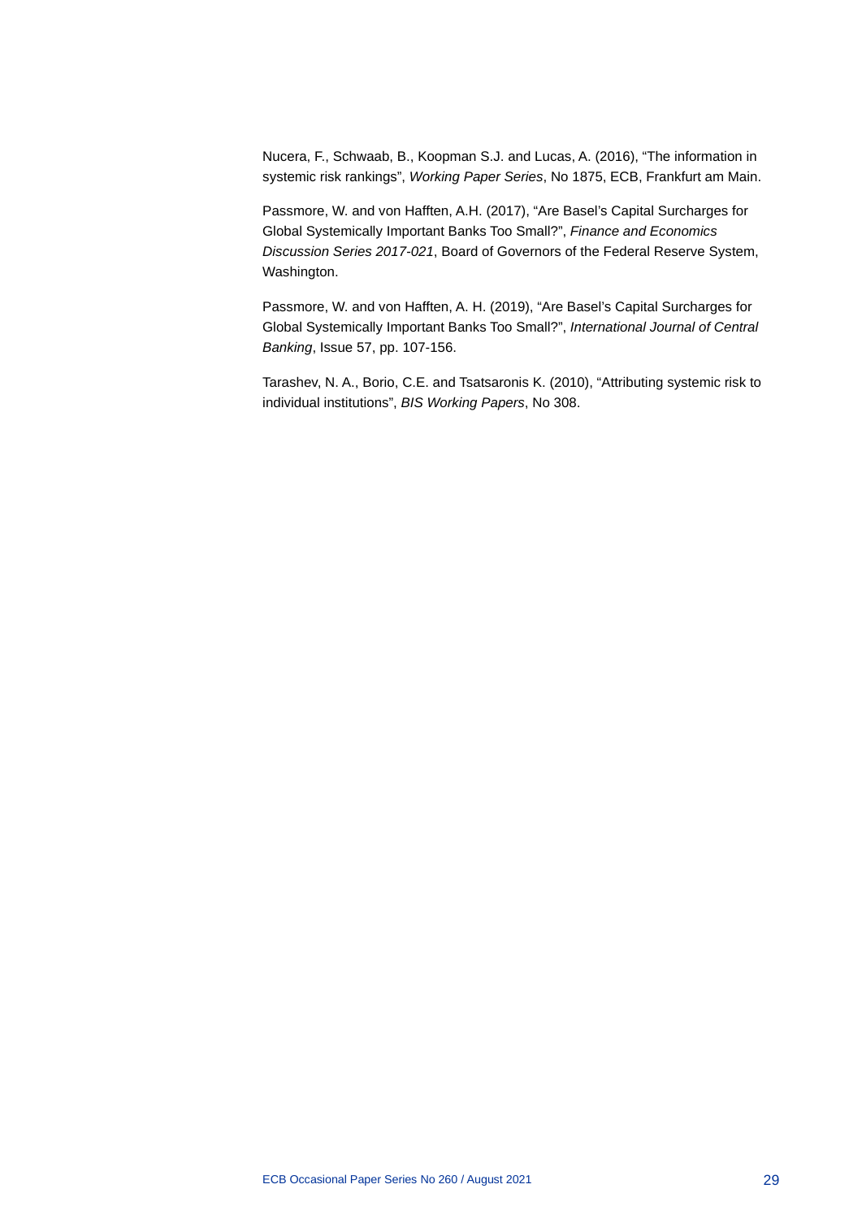Nucera, F., Schwaab, B., Koopman S.J. and Lucas, A. (2016), “The information in systemic risk rankings”, *Working Paper Series*, No 1875, ECB, Frankfurt am Main.

Passmore, W. and von Hafften, A.H. (2017), “Are Basel’s Capital Surcharges for Global Systemically Important Banks Too Small?”, *Finance and Economics Discussion Series 2017-021*, Board of Governors of the Federal Reserve System, Washington.

Passmore, W. and von Hafften, A. H. (2019), “Are Basel’s Capital Surcharges for Global Systemically Important Banks Too Small?”, *International Journal of Central Banking*, Issue 57, pp. 107-156.

Tarashev, N. A., Borio, C.E. and Tsatsaronis K. (2010), “Attributing systemic risk to individual institutions”, *BIS Working Papers*, No 308.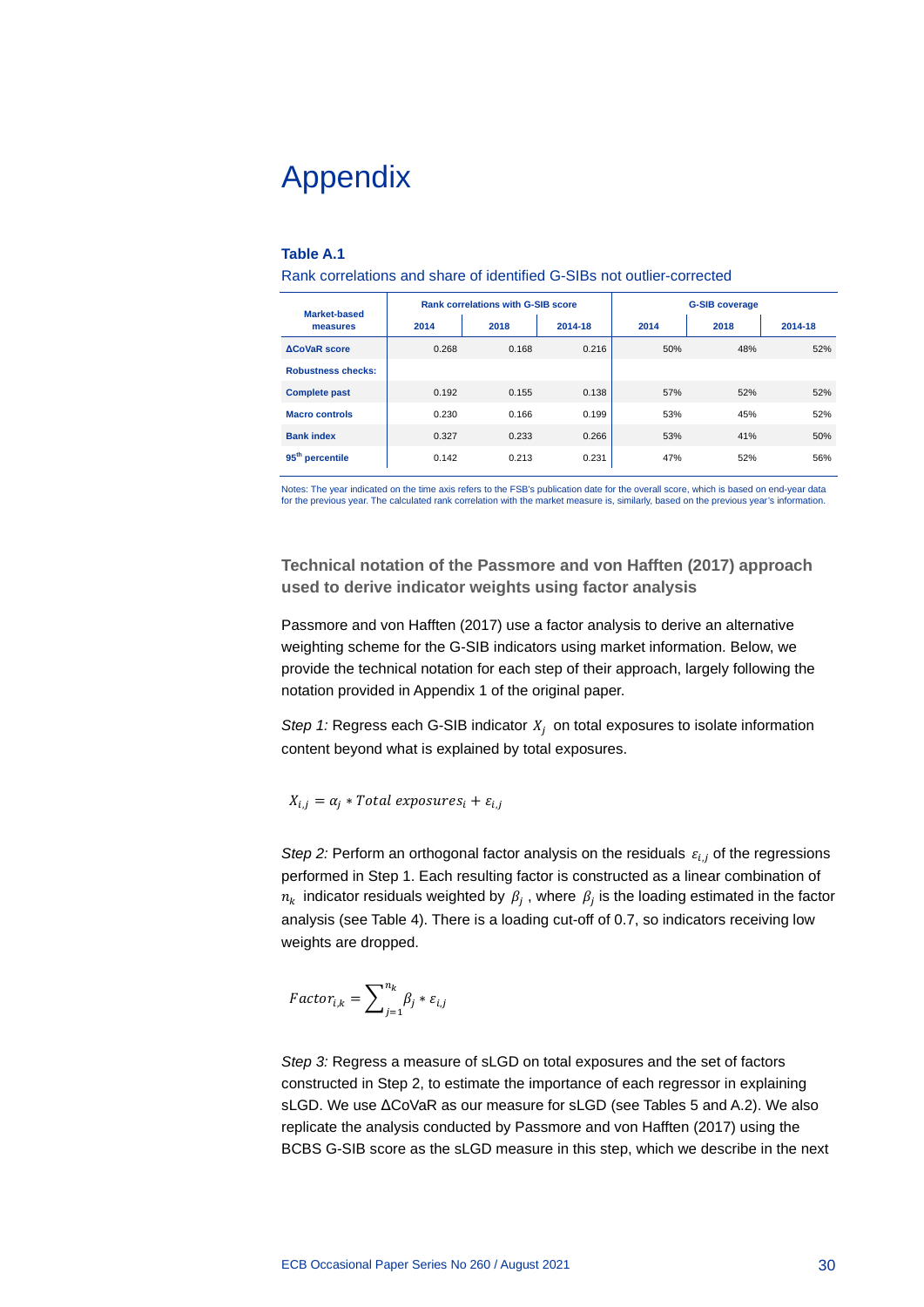# Appendix

**Table A.1**

Rank correlations and share of identified G-SIBs not outlier-corrected

| Market-based measures | Rank correlations with G-SIB score | | | G-SIB coverage | | |
|---|---|---|---|---|---|---|
| | 2014 | 2018 | 2014-18 | 2014 | 2018 | 2014-18 |
| **ΔCoVaR score** | 0.268 | 0.168 | 0.216 | 50% | 48% | 52% |
| **Robustness checks:** | | | | | | |
| **Complete past** | 0.192 | 0.155 | 0.138 | 57% | 52% | 52% |
| **Macro controls** | 0.230 | 0.166 | 0.199 | 53% | 45% | 52% |
| **Bank index** | 0.327 | 0.233 | 0.266 | 53% | 41% | 50% |
| **95th percentile** | 0.142 | 0.213 | 0.231 | 47% | 52% | 56% |

Notes: The year indicated on the time axis refers to the FSB's publication date for the overall score, which is based on end-year data for the previous year. The calculated rank correlation with the market measure is, similarly, based on the previous year's information.

### Technical notation of the Passmore and von Hafften (2017) approach used to derive indicator weights using factor analysis

Passmore and von Hafften (2017) use a factor analysis to derive an alternative weighting scheme for the G-SIB indicators using market information. Below, we provide the technical notation for each step of their approach, largely following the notation provided in Appendix 1 of the original paper.

*Step 1:* Regress each G-SIB indicator $X_j$ on total exposures to isolate information content beyond what is explained by total exposures.

$$X_{i,j} = \alpha_j * Total\ exposures_i + \varepsilon_{i,j}$$

*Step 2:* Perform an orthogonal factor analysis on the residuals $\varepsilon_{i,j}$ of the regressions performed in Step 1. Each resulting factor is constructed as a linear combination of $n_k$ indicator residuals weighted by $\beta_j$, where $\beta_j$ is the loading estimated in the factor analysis (see Table 4). There is a loading cut-off of 0.7, so indicators receiving low weights are dropped.

$$Factor_{i,k} = \sum_{j=1}^{n_k} \beta_j * \varepsilon_{i,j}$$

*Step 3:* Regress a measure of sLGD on total exposures and the set of factors constructed in Step 2, to estimate the importance of each regressor in explaining sLGD. We use ΔCoVaR as our measure for sLGD (see Tables 5 and A.2). We also replicate the analysis conducted by Passmore and von Hafften (2017) using the BCBS G-SIB score as the sLGD measure in this step, which we describe in the next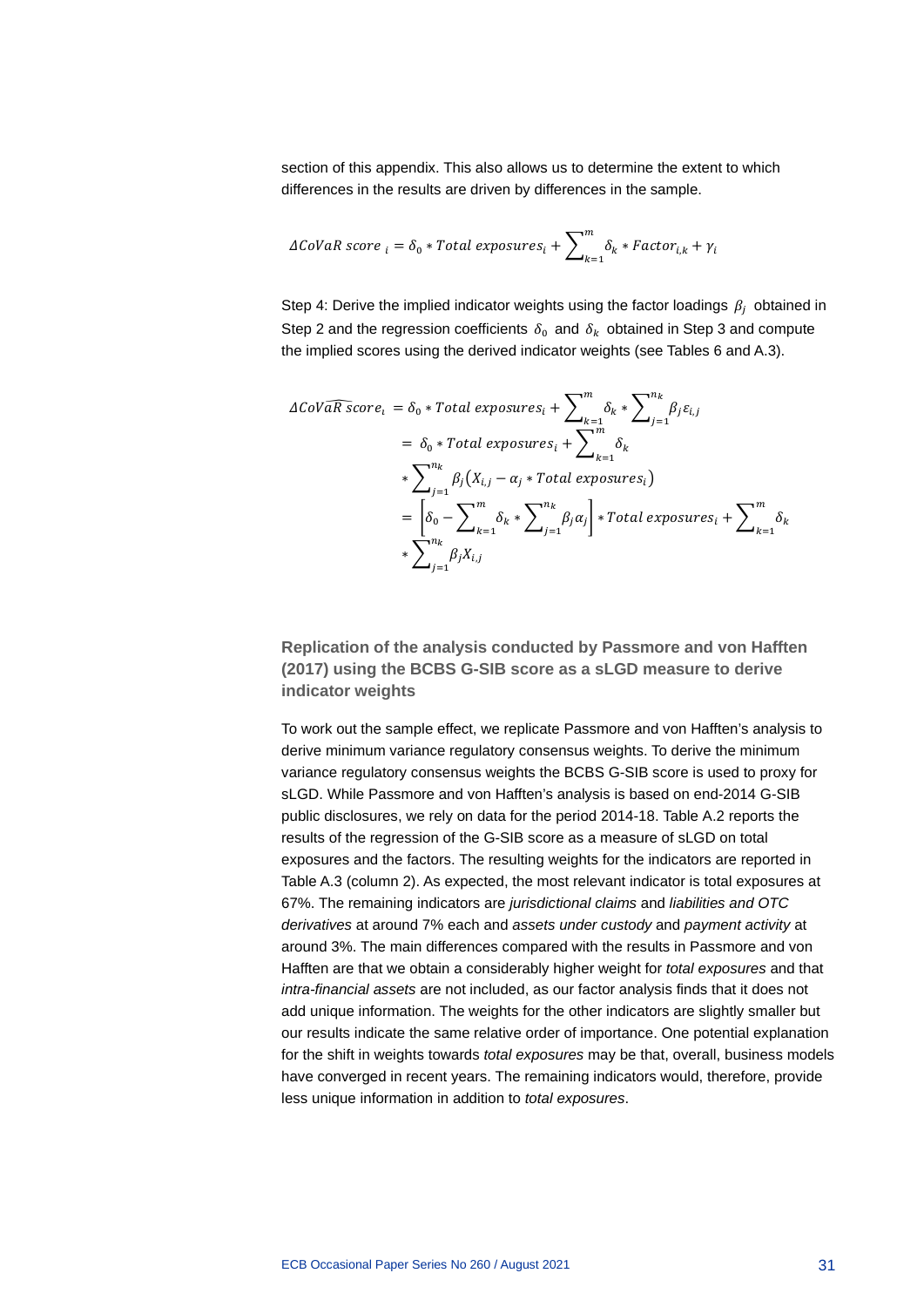section of this appendix. This also allows us to determine the extent to which differences in the results are driven by differences in the sample.

$$\Delta CoVaR\ score_{\ i} = \delta_0 * Total\ exposures_i + \sum_{k=1}^{m} \delta_k * Factor_{i,k} + \gamma_i$$

Step 4: Derive the implied indicator weights using the factor loadings $\beta_j$ obtained in Step 2 and the regression coefficients $\delta_0$ and $\delta_k$ obtained in Step 3 and compute the implied scores using the derived indicator weights (see Tables 6 and A.3).

$$\begin{aligned}
\Delta Co\widehat{VaR\ s}core_i &= \delta_0 * Total\ exposures_i + \sum_{k=1}^{m} \delta_k * \sum_{j=1}^{n_k} \beta_j \varepsilon_{i,j} \\
&= \delta_0 * Total\ exposures_i + \sum_{k=1}^{m} \delta_k \\
&* \sum_{j=1}^{n_k} \beta_j \left( X_{i,j} - \alpha_j * Total\ exposures_i \right) \\
&= \left[ \delta_0 - \sum_{k=1}^{m} \delta_k * \sum_{j=1}^{n_k} \beta_j \alpha_j \right] * Total\ exposures_i + \sum_{k=1}^{m} \delta_k \\
&* \sum_{j=1}^{n_k} \beta_j X_{i,j}
\end{aligned}$$

### Replication of the analysis conducted by Passmore and von Hafften (2017) using the BCBS G-SIB score as a sLGD measure to derive indicator weights

To work out the sample effect, we replicate Passmore and von Hafften's analysis to derive minimum variance regulatory consensus weights. To derive the minimum variance regulatory consensus weights the BCBS G-SIB score is used to proxy for sLGD. While Passmore and von Hafften's analysis is based on end-2014 G-SIB public disclosures, we rely on data for the period 2014-18. Table A.2 reports the results of the regression of the G-SIB score as a measure of sLGD on total exposures and the factors. The resulting weights for the indicators are reported in Table A.3 (column 2). As expected, the most relevant indicator is total exposures at 67%. The remaining indicators are *jurisdictional claims* and *liabilities and OTC derivatives* at around 7% each and *assets under custody* and *payment activity* at around 3%. The main differences compared with the results in Passmore and von Hafften are that we obtain a considerably higher weight for *total exposures* and that *intra-financial assets* are not included, as our factor analysis finds that it does not add unique information. The weights for the other indicators are slightly smaller but our results indicate the same relative order of importance. One potential explanation for the shift in weights towards *total exposures* may be that, overall, business models have converged in recent years. The remaining indicators would, therefore, provide less unique information in addition to *total exposures*.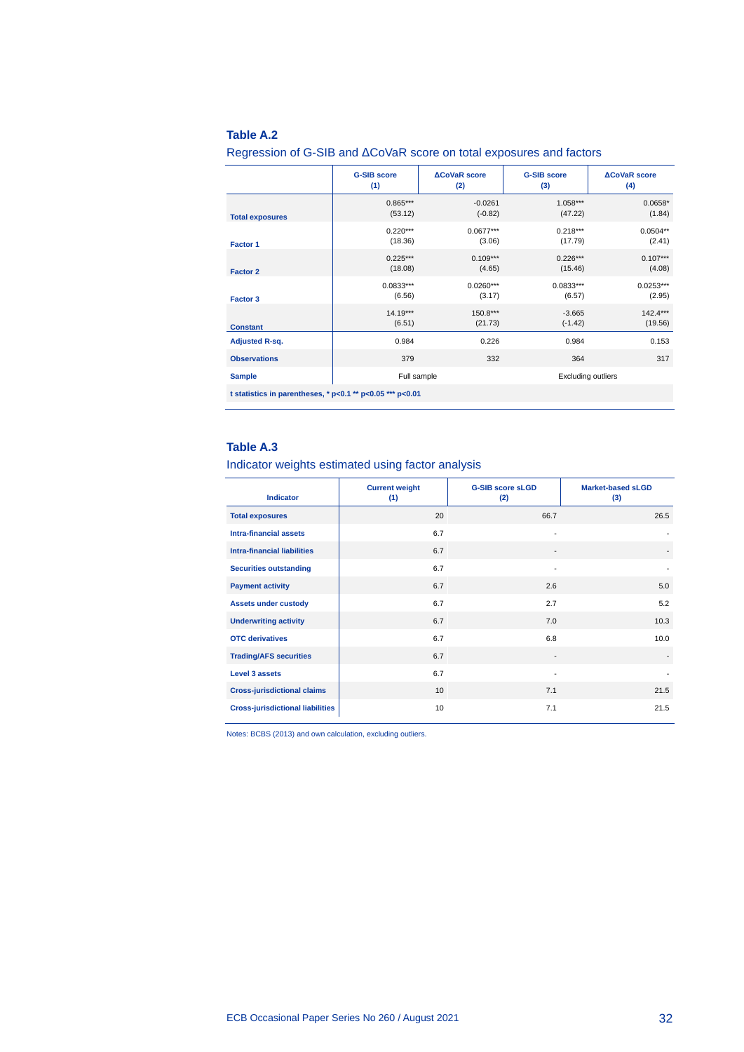**Table A.2**

Regression of G-SIB and ΔCoVaR score on total exposures and factors

| | G-SIB score (1) | ΔCoVaR score (2) | G-SIB score (3) | ΔCoVaR score (4) |
|---|---|---|---|---|
| **Total exposures** | 0.865*** (53.12) | -0.0261 (-0.82) | 1.058*** (47.22) | 0.0658* (1.84) |
| **Factor 1** | 0.220*** (18.36) | 0.0677*** (3.06) | 0.218*** (17.79) | 0.0504** (2.41) |
| **Factor 2** | 0.225*** (18.08) | 0.109*** (4.65) | 0.226*** (15.46) | 0.107*** (4.08) |
| **Factor 3** | 0.0833*** (6.56) | 0.0260*** (3.17) | 0.0833*** (6.57) | 0.0253*** (2.95) |
| **Constant** | 14.19*** (6.51) | 150.8*** (21.73) | -3.665 (-1.42) | 142.4*** (19.56) |
| **Adjusted R-sq.** | 0.984 | 0.226 | 0.984 | 0.153 |
| **Observations** | 379 | 332 | 364 | 317 |
| **Sample** | Full sample | | Excluding outliers | |

**t statistics in parentheses, * p<0.1 ** p<0.05 *** p<0.01**

**Table A.3**

Indicator weights estimated using factor analysis

| Indicator | Current weight (1) | G-SIB score sLGD (2) | Market-based sLGD (3) |
|---|---|---|---|
| **Total exposures** | 20 | 66.7 | 26.5 |
| **Intra-financial assets** | 6.7 | - | - |
| **Intra-financial liabilities** | 6.7 | - | - |
| **Securities outstanding** | 6.7 | - | - |
| **Payment activity** | 6.7 | 2.6 | 5.0 |
| **Assets under custody** | 6.7 | 2.7 | 5.2 |
| **Underwriting activity** | 6.7 | 7.0 | 10.3 |
| **OTC derivatives** | 6.7 | 6.8 | 10.0 |
| **Trading/AFS securities** | 6.7 | - | - |
| **Level 3 assets** | 6.7 | - | - |
| **Cross-jurisdictional claims** | 10 | 7.1 | 21.5 |
| **Cross-jurisdictional liabilities** | 10 | 7.1 | 21.5 |

Notes: BCBS (2013) and own calculation, excluding outliers.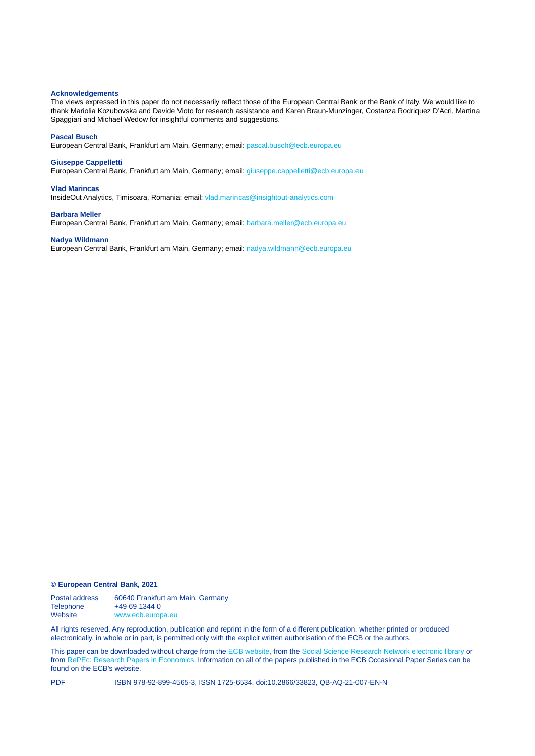**Acknowledgements**

The views expressed in this paper do not necessarily reflect those of the European Central Bank or the Bank of Italy. We would like to thank Mariolia Kozubovska and Davide Vioto for research assistance and Karen Braun-Munzinger, Costanza Rodriquez D'Acri, Martina Spaggiari and Michael Wedow for insightful comments and suggestions.

**Pascal Busch**

European Central Bank, Frankfurt am Main, Germany; email: pascal.busch@ecb.europa.eu

**Giuseppe Cappelletti**

European Central Bank, Frankfurt am Main, Germany; email: giuseppe.cappelletti@ecb.europa.eu

**Vlad Marincas**

InsideOut Analytics, Timisoara, Romania; email: vlad.marincas@insightout-analytics.com

**Barbara Meller**

European Central Bank, Frankfurt am Main, Germany; email: barbara.meller@ecb.europa.eu

**Nadya Wildmann**

European Central Bank, Frankfurt am Main, Germany; email: nadya.wildmann@ecb.europa.eu

**© European Central Bank, 2021**

| | |
|---|---|
| Postal address | 60640 Frankfurt am Main, Germany |
| Telephone | +49 69 1344 0 |
| Website | www.ecb.europa.eu |

All rights reserved. Any reproduction, publication and reprint in the form of a different publication, whether printed or produced electronically, in whole or in part, is permitted only with the explicit written authorisation of the ECB or the authors.

This paper can be downloaded without charge from the ECB website, from the Social Science Research Network electronic library or from RePEc: Research Papers in Economics. Information on all of the papers published in the ECB Occasional Paper Series can be found on the ECB's website.

| | |
|---|---|
| PDF | ISBN 978-92-899-4565-3, ISSN 1725-6534, doi:10.2866/33823, QB-AQ-21-007-EN-N |